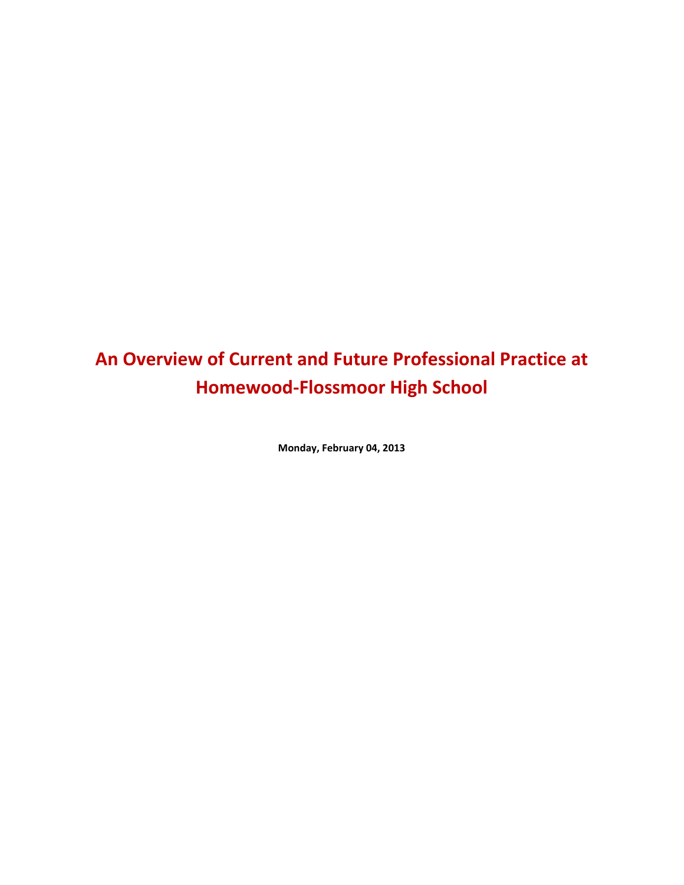# An Overview of Current and Future Professional Practice at Homewood-Flossmoor High School

**Monday, February 04, 2013**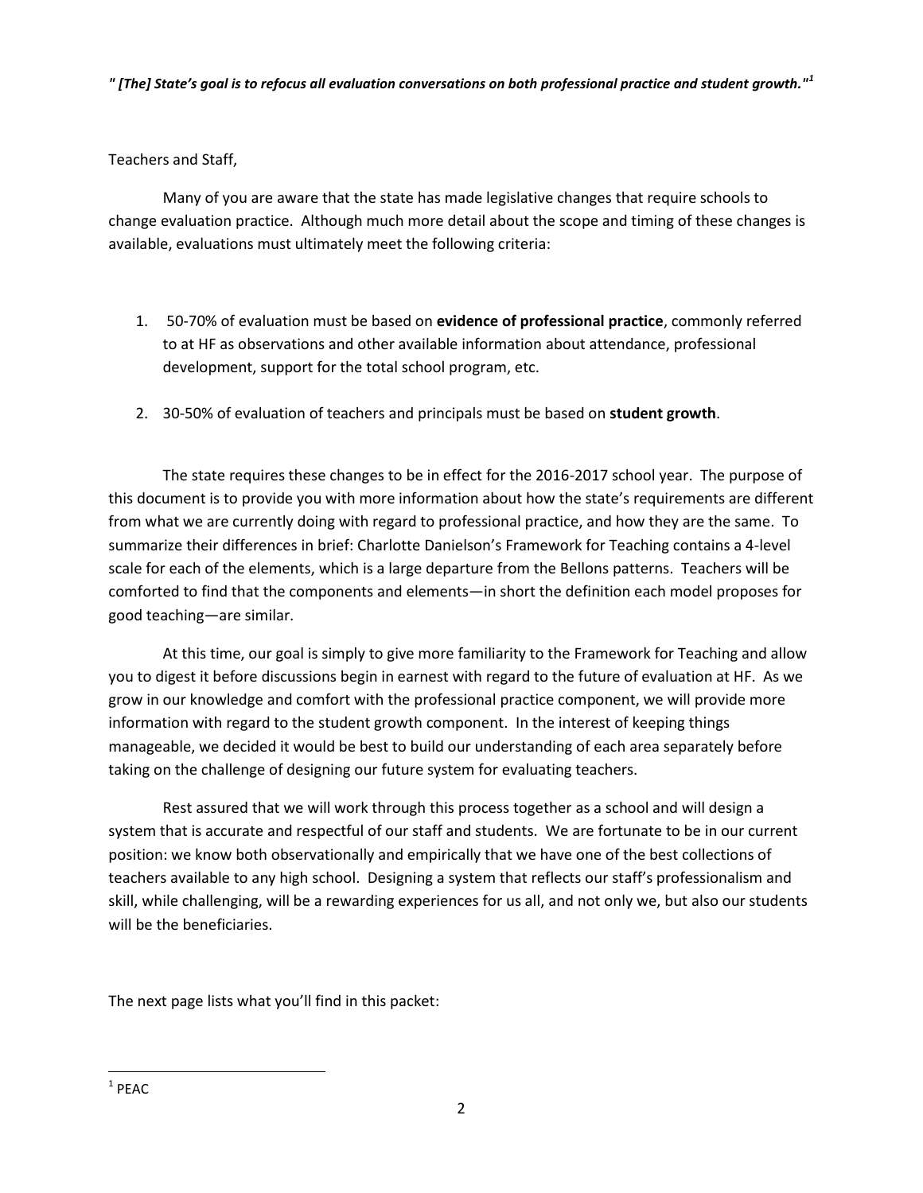***" [The] State's goal is to refocus all evaluation conversations on both professional practice and student growth."[1]***

Teachers and Staff,

Many of you are aware that the state has made legislative changes that require schools to change evaluation practice. Although much more detail about the scope and timing of these changes is available, evaluations must ultimately meet the following criteria:

1. 50-70% of evaluation must be based on **evidence of professional practice**, commonly referred to at HF as observations and other available information about attendance, professional development, support for the total school program, etc.
2. 30-50% of evaluation of teachers and principals must be based on **student growth**.

The state requires these changes to be in effect for the 2016-2017 school year. The purpose of this document is to provide you with more information about how the state's requirements are different from what we are currently doing with regard to professional practice, and how they are the same. To summarize their differences in brief: Charlotte Danielson's Framework for Teaching contains a 4-level scale for each of the elements, which is a large departure from the Bellons patterns. Teachers will be comforted to find that the components and elements—in short the definition each model proposes for good teaching—are similar.

At this time, our goal is simply to give more familiarity to the Framework for Teaching and allow you to digest it before discussions begin in earnest with regard to the future of evaluation at HF. As we grow in our knowledge and comfort with the professional practice component, we will provide more information with regard to the student growth component. In the interest of keeping things manageable, we decided it would be best to build our understanding of each area separately before taking on the challenge of designing our future system for evaluating teachers.

Rest assured that we will work through this process together as a school and will design a system that is accurate and respectful of our staff and students. We are fortunate to be in our current position: we know both observationally and empirically that we have one of the best collections of teachers available to any high school. Designing a system that reflects our staff's professionalism and skill, while challenging, will be a rewarding experiences for us all, and not only we, but also our students will be the beneficiaries.

The next page lists what you'll find in this packet:

---

[1] PEAC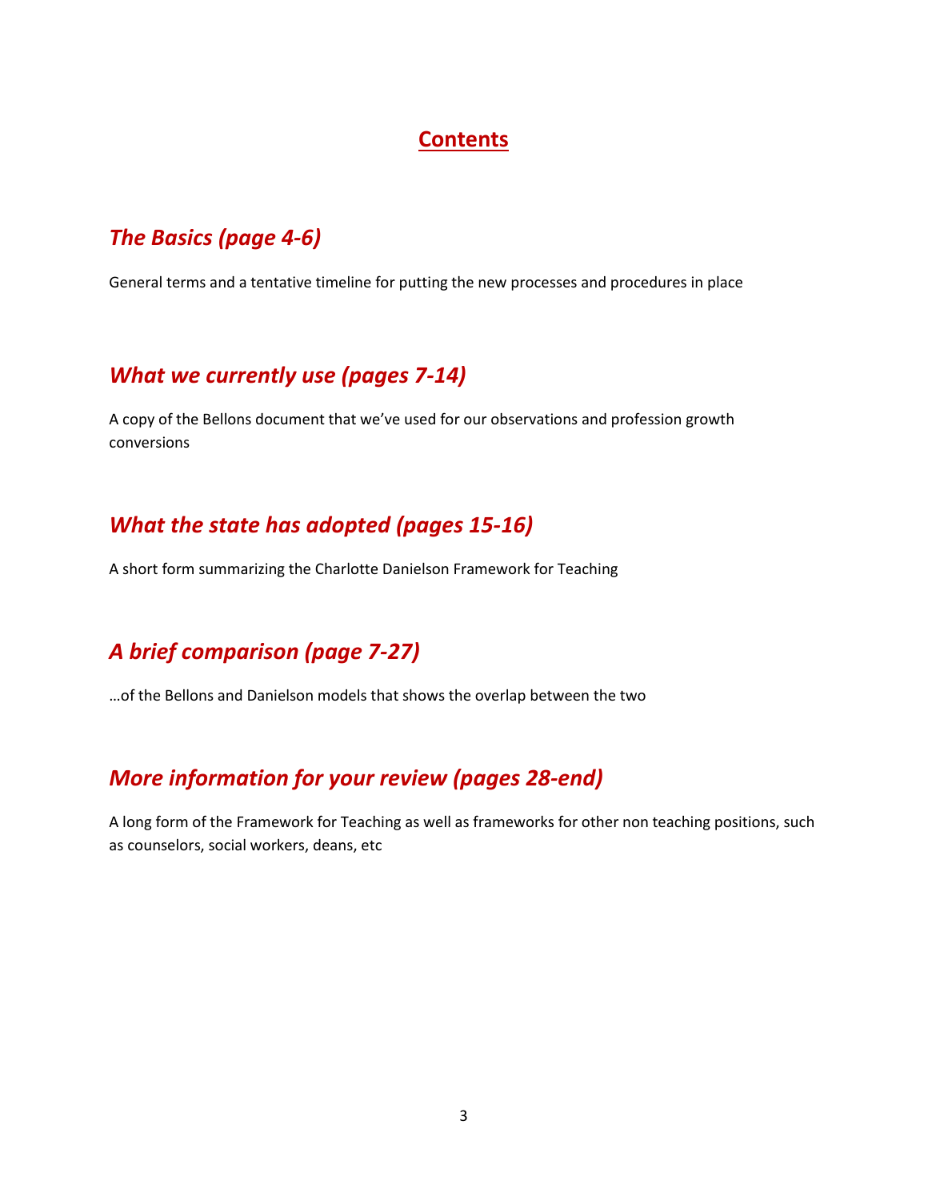## Contents

### *The Basics (page 4-6)*

General terms and a tentative timeline for putting the new processes and procedures in place

### *What we currently use (pages 7-14)*

A copy of the Bellons document that we've used for our observations and profession growth conversions

### *What the state has adopted (pages 15-16)*

A short form summarizing the Charlotte Danielson Framework for Teaching

### *A brief comparison (page 7-27)*

…of the Bellons and Danielson models that shows the overlap between the two

### *More information for your review (pages 28-end)*

A long form of the Framework for Teaching as well as frameworks for other non teaching positions, such as counselors, social workers, deans, etc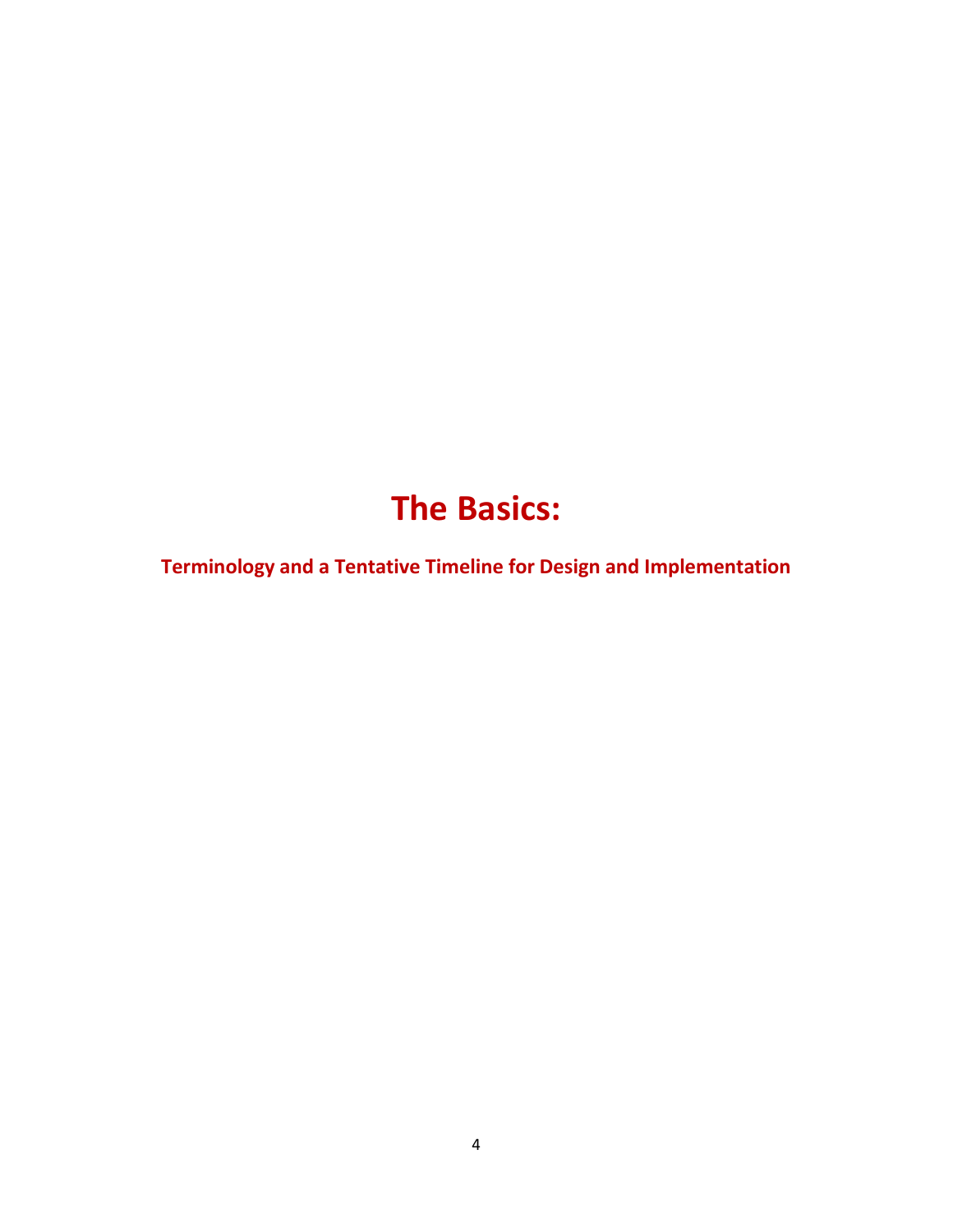# The Basics:

## Terminology and a Tentative Timeline for Design and Implementation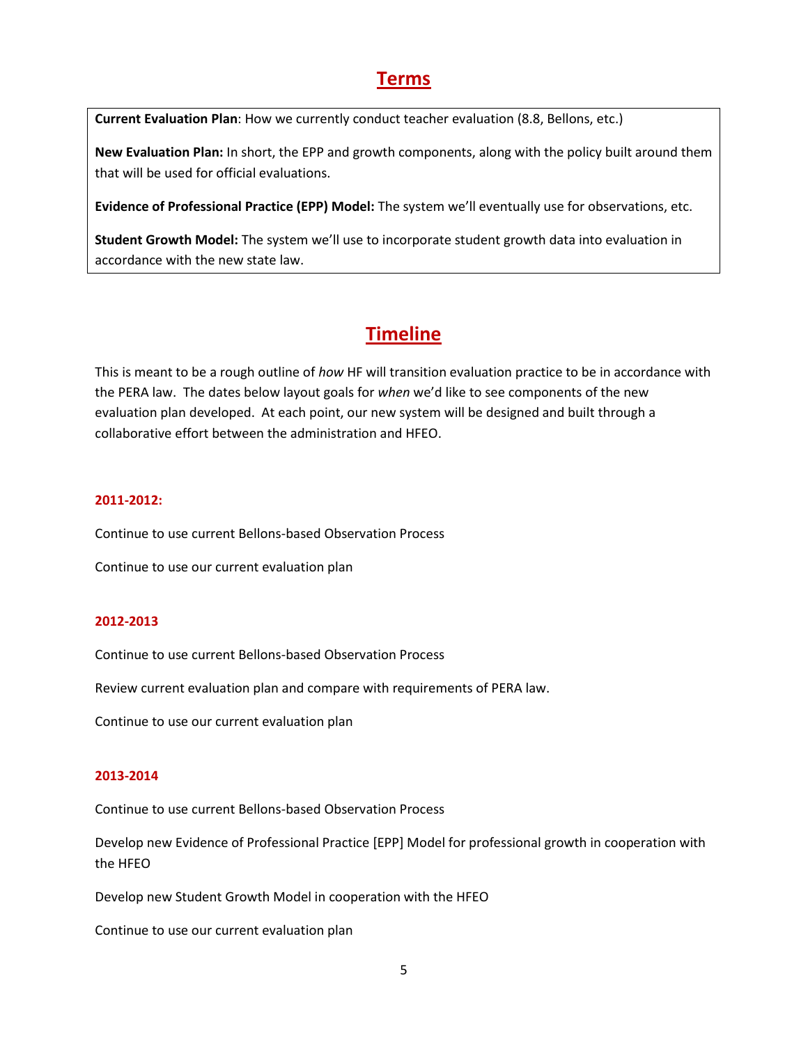## Terms

**Current Evaluation Plan**: How we currently conduct teacher evaluation (8.8, Bellons, etc.)

**New Evaluation Plan:** In short, the EPP and growth components, along with the policy built around them that will be used for official evaluations.

**Evidence of Professional Practice (EPP) Model:** The system we'll eventually use for observations, etc.

**Student Growth Model:** The system we'll use to incorporate student growth data into evaluation in accordance with the new state law.

## Timeline

This is meant to be a rough outline of *how* HF will transition evaluation practice to be in accordance with the PERA law. The dates below layout goals for *when* we'd like to see components of the new evaluation plan developed. At each point, our new system will be designed and built through a collaborative effort between the administration and HFEO.

### 2011-2012:

Continue to use current Bellons-based Observation Process

Continue to use our current evaluation plan

### 2012-2013

Continue to use current Bellons-based Observation Process

Review current evaluation plan and compare with requirements of PERA law.

Continue to use our current evaluation plan

### 2013-2014

Continue to use current Bellons-based Observation Process

Develop new Evidence of Professional Practice [EPP] Model for professional growth in cooperation with the HFEO

Develop new Student Growth Model in cooperation with the HFEO

Continue to use our current evaluation plan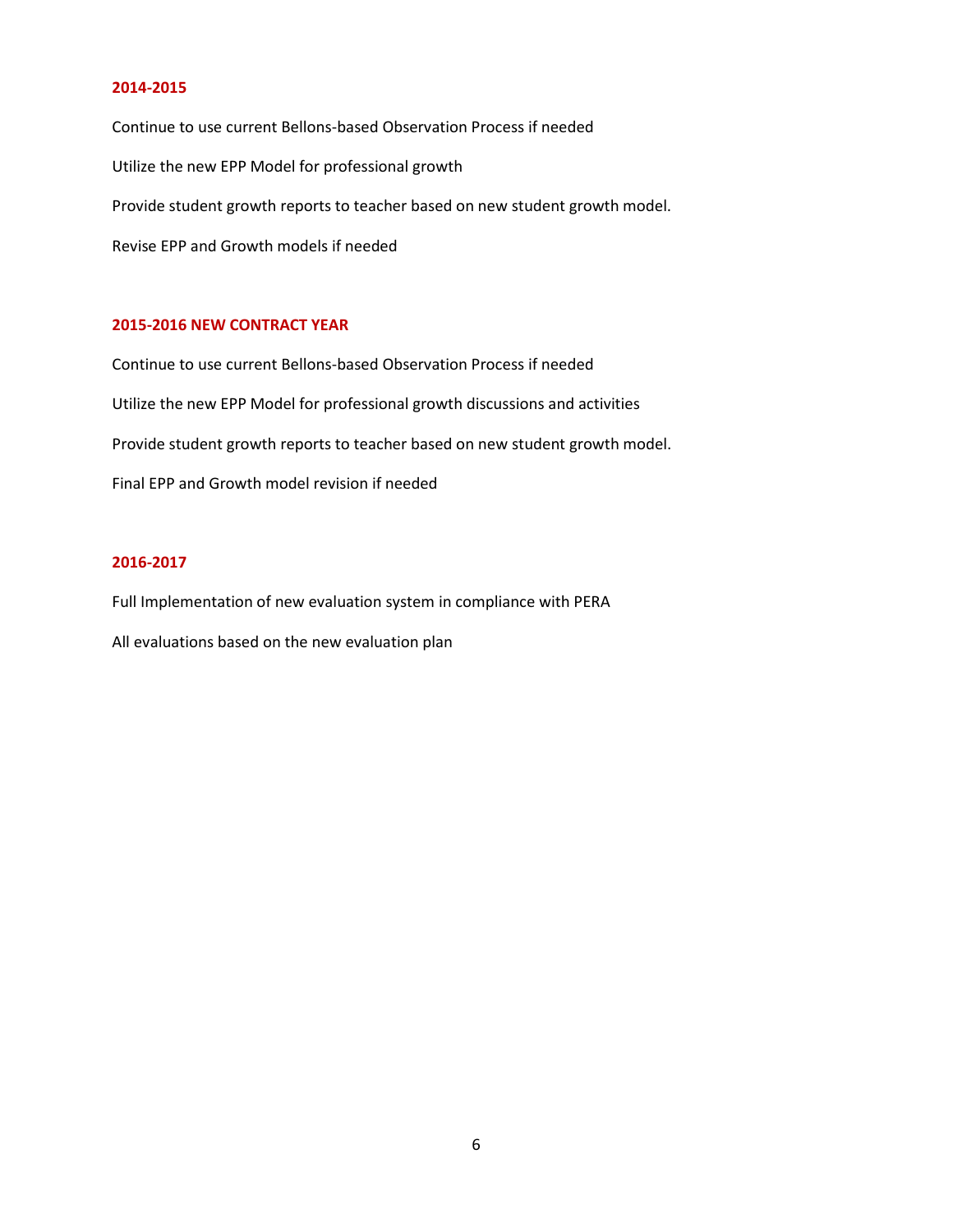**2014-2015**

Continue to use current Bellons-based Observation Process if needed

Utilize the new EPP Model for professional growth

Provide student growth reports to teacher based on new student growth model.

Revise EPP and Growth models if needed

**2015-2016 NEW CONTRACT YEAR**

Continue to use current Bellons-based Observation Process if needed

Utilize the new EPP Model for professional growth discussions and activities

Provide student growth reports to teacher based on new student growth model.

Final EPP and Growth model revision if needed

**2016-2017**

Full Implementation of new evaluation system in compliance with PERA

All evaluations based on the new evaluation plan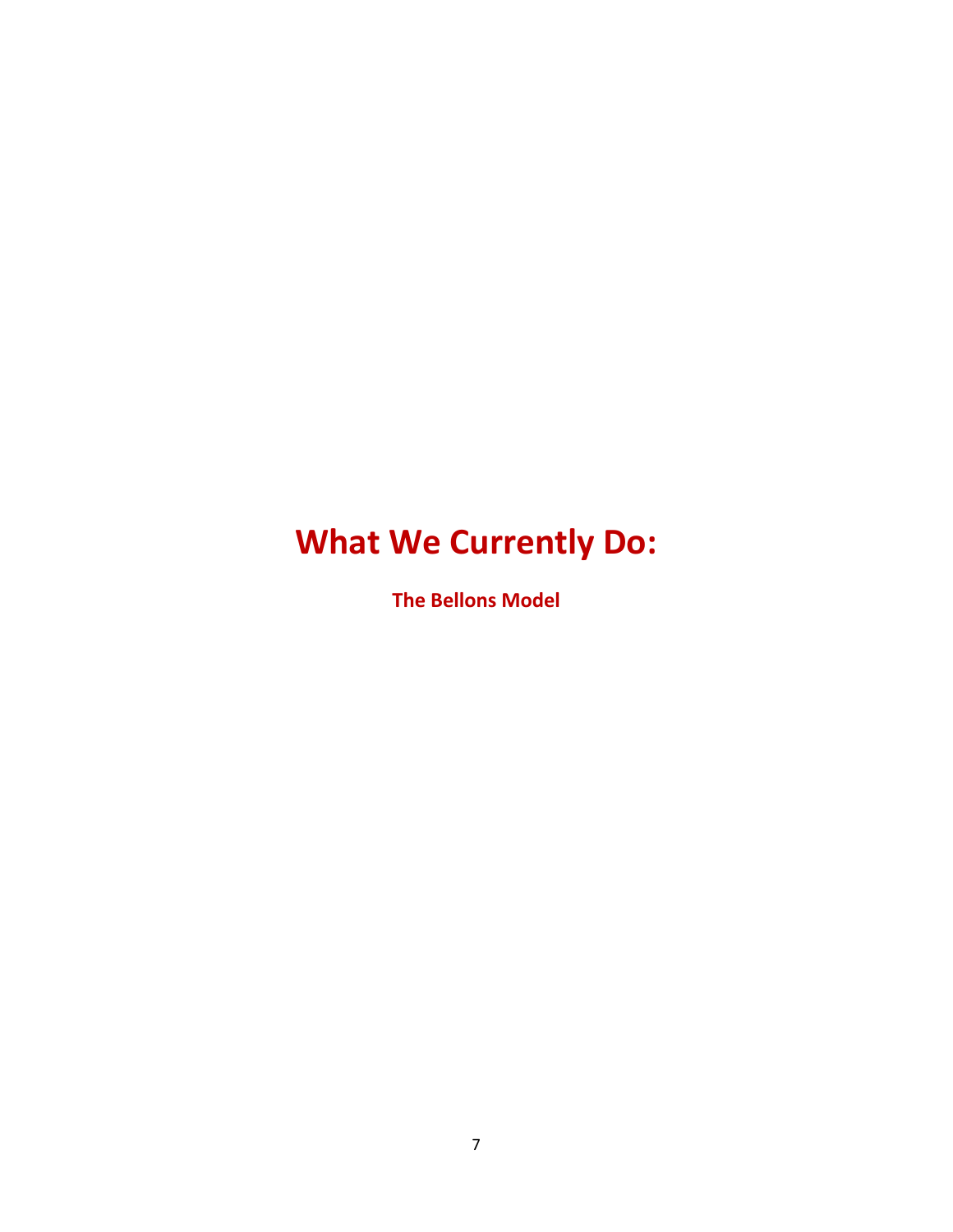# What We Currently Do:

## The Bellons Model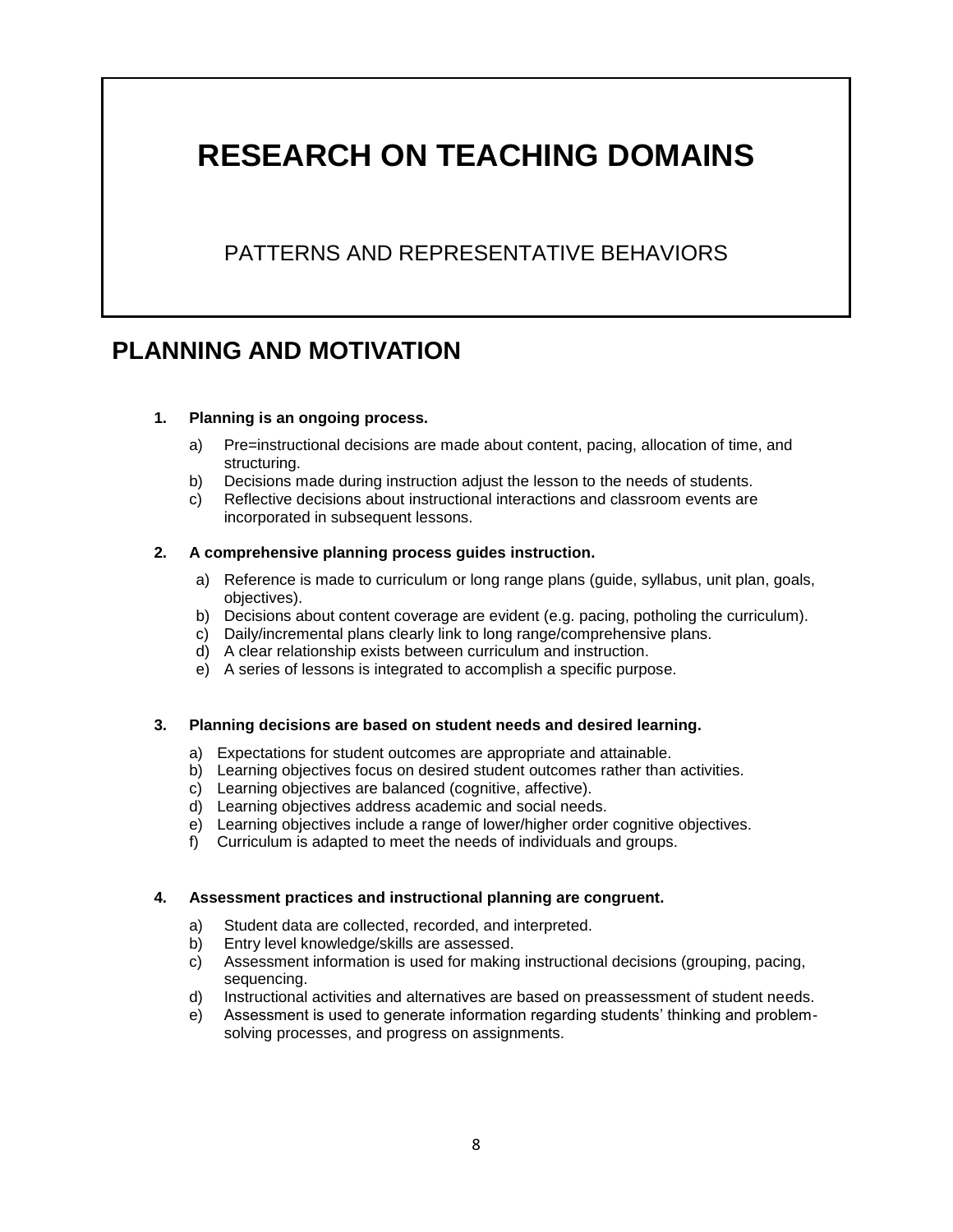# RESEARCH ON TEACHING DOMAINS

PATTERNS AND REPRESENTATIVE BEHAVIORS

## PLANNING AND MOTIVATION

**1. Planning is an ongoing process.**

a) Pre=instructional decisions are made about content, pacing, allocation of time, and structuring.
b) Decisions made during instruction adjust the lesson to the needs of students.
c) Reflective decisions about instructional interactions and classroom events are incorporated in subsequent lessons.

**2. A comprehensive planning process guides instruction.**

a) Reference is made to curriculum or long range plans (guide, syllabus, unit plan, goals, objectives).
b) Decisions about content coverage are evident (e.g. pacing, potholing the curriculum).
c) Daily/incremental plans clearly link to long range/comprehensive plans.
d) A clear relationship exists between curriculum and instruction.
e) A series of lessons is integrated to accomplish a specific purpose.

**3. Planning decisions are based on student needs and desired learning.**

a) Expectations for student outcomes are appropriate and attainable.
b) Learning objectives focus on desired student outcomes rather than activities.
c) Learning objectives are balanced (cognitive, affective).
d) Learning objectives address academic and social needs.
e) Learning objectives include a range of lower/higher order cognitive objectives.
f) Curriculum is adapted to meet the needs of individuals and groups.

**4. Assessment practices and instructional planning are congruent.**

a) Student data are collected, recorded, and interpreted.
b) Entry level knowledge/skills are assessed.
c) Assessment information is used for making instructional decisions (grouping, pacing, sequencing.
d) Instructional activities and alternatives are based on preassessment of student needs.
e) Assessment is used to generate information regarding students' thinking and problem-solving processes, and progress on assignments.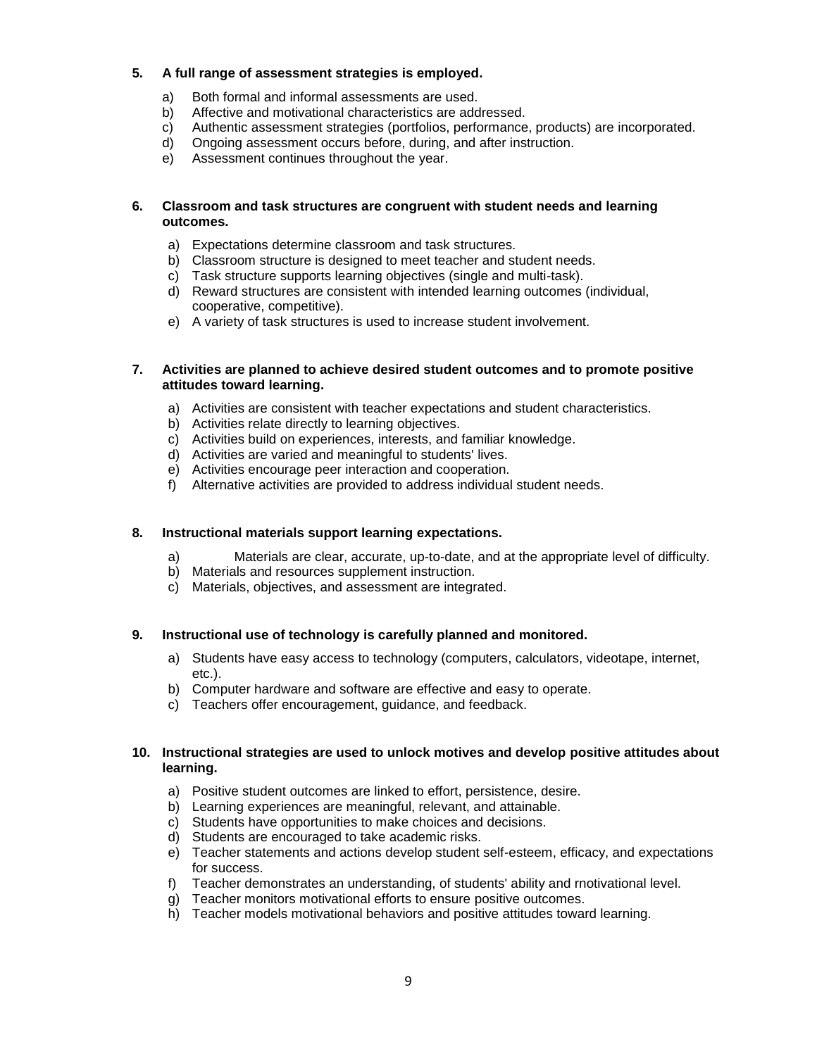**5. A full range of assessment strategies is employed.**

a) Both formal and informal assessments are used.
b) Affective and motivational characteristics are addressed.
c) Authentic assessment strategies (portfolios, performance, products) are incorporated.
d) Ongoing assessment occurs before, during, and after instruction.
e) Assessment continues throughout the year.

**6. Classroom and task structures are congruent with student needs and learning outcomes.**

a) Expectations determine classroom and task structures.
b) Classroom structure is designed to meet teacher and student needs.
c) Task structure supports learning objectives (single and multi-task).
d) Reward structures are consistent with intended learning outcomes (individual, cooperative, competitive).
e) A variety of task structures is used to increase student involvement.

**7. Activities are planned to achieve desired student outcomes and to promote positive attitudes toward learning.**

a) Activities are consistent with teacher expectations and student characteristics.
b) Activities relate directly to learning objectives.
c) Activities build on experiences, interests, and familiar knowledge.
d) Activities are varied and meaningful to students' lives.
e) Activities encourage peer interaction and cooperation.
f) Alternative activities are provided to address individual student needs.

**8. Instructional materials support learning expectations.**

a) Materials are clear, accurate, up-to-date, and at the appropriate level of difficulty.
b) Materials and resources supplement instruction.
c) Materials, objectives, and assessment are integrated.

**9. Instructional use of technology is carefully planned and monitored.**

a) Students have easy access to technology (computers, calculators, videotape, internet, etc.).
b) Computer hardware and software are effective and easy to operate.
c) Teachers offer encouragement, guidance, and feedback.

**10. Instructional strategies are used to unlock motives and develop positive attitudes about learning.**

a) Positive student outcomes are linked to effort, persistence, desire.
b) Learning experiences are meaningful, relevant, and attainable.
c) Students have opportunities to make choices and decisions.
d) Students are encouraged to take academic risks.
e) Teacher statements and actions develop student self-esteem, efficacy, and expectations for success.
f) Teacher demonstrates an understanding, of students' ability and rnotivational level.
g) Teacher monitors motivational efforts to ensure positive outcomes.
h) Teacher models motivational behaviors and positive attitudes toward learning.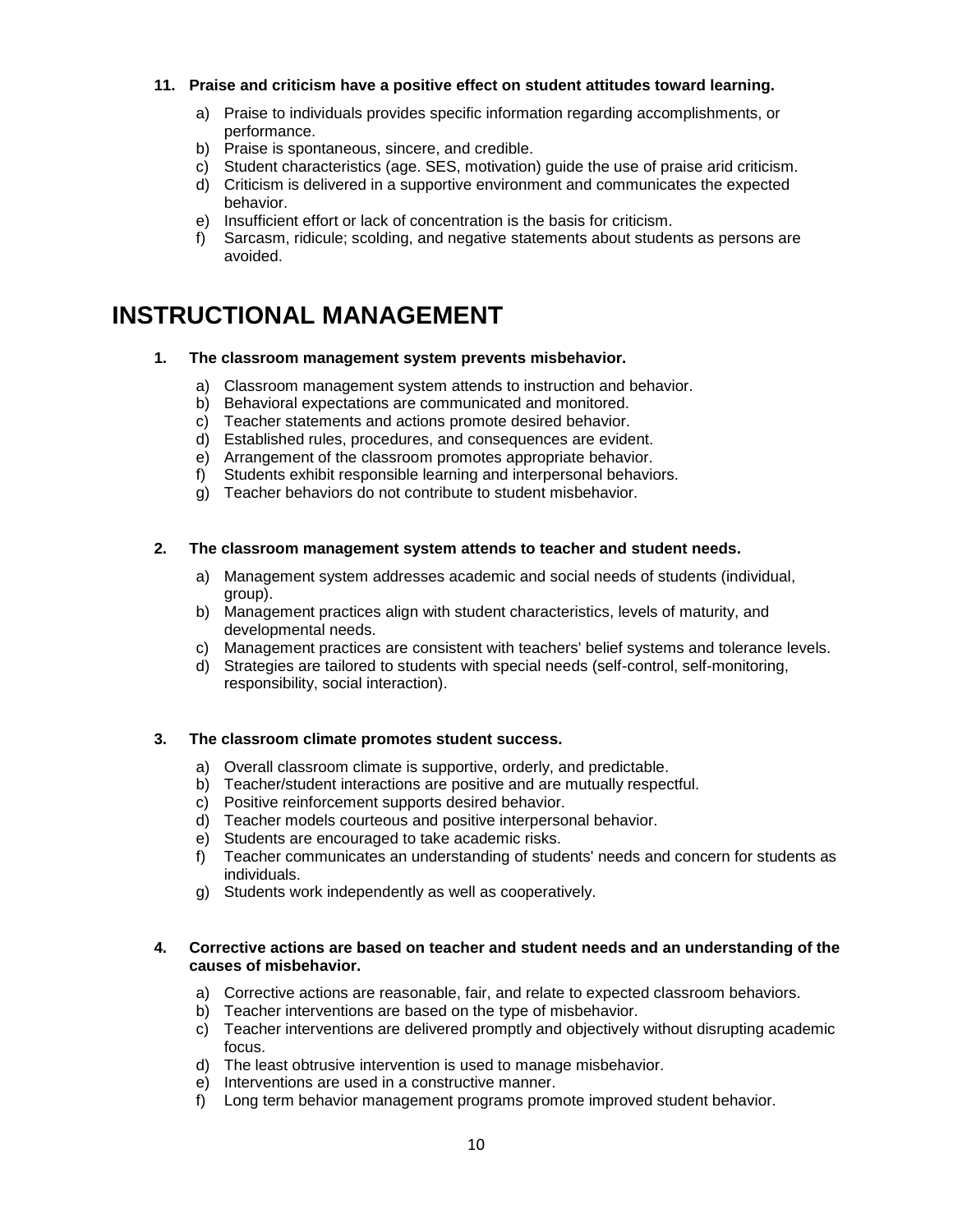**11. Praise and criticism have a positive effect on student attitudes toward learning.**

a) Praise to individuals provides specific information regarding accomplishments, or performance.
b) Praise is spontaneous, sincere, and credible.
c) Student characteristics (age. SES, motivation) guide the use of praise arid criticism.
d) Criticism is delivered in a supportive environment and communicates the expected behavior.
e) Insufficient effort or lack of concentration is the basis for criticism.
f) Sarcasm, ridicule; scolding, and negative statements about students as persons are avoided.

# INSTRUCTIONAL MANAGEMENT

**1. The classroom management system prevents misbehavior.**

a) Classroom management system attends to instruction and behavior.
b) Behavioral expectations are communicated and monitored.
c) Teacher statements and actions promote desired behavior.
d) Established rules, procedures, and consequences are evident.
e) Arrangement of the classroom promotes appropriate behavior.
f) Students exhibit responsible learning and interpersonal behaviors.
g) Teacher behaviors do not contribute to student misbehavior.

**2. The classroom management system attends to teacher and student needs.**

a) Management system addresses academic and social needs of students (individual, group).
b) Management practices align with student characteristics, levels of maturity, and developmental needs.
c) Management practices are consistent with teachers' belief systems and tolerance levels.
d) Strategies are tailored to students with special needs (self-control, self-monitoring, responsibility, social interaction).

**3. The classroom climate promotes student success.**

a) Overall classroom climate is supportive, orderly, and predictable.
b) Teacher/student interactions are positive and are mutually respectful.
c) Positive reinforcement supports desired behavior.
d) Teacher models courteous and positive interpersonal behavior.
e) Students are encouraged to take academic risks.
f) Teacher communicates an understanding of students' needs and concern for students as individuals.
g) Students work independently as well as cooperatively.

**4. Corrective actions are based on teacher and student needs and an understanding of the causes of misbehavior.**

a) Corrective actions are reasonable, fair, and relate to expected classroom behaviors.
b) Teacher interventions are based on the type of misbehavior.
c) Teacher interventions are delivered promptly and objectively without disrupting academic focus.
d) The least obtrusive intervention is used to manage misbehavior.
e) Interventions are used in a constructive manner.
f) Long term behavior management programs promote improved student behavior.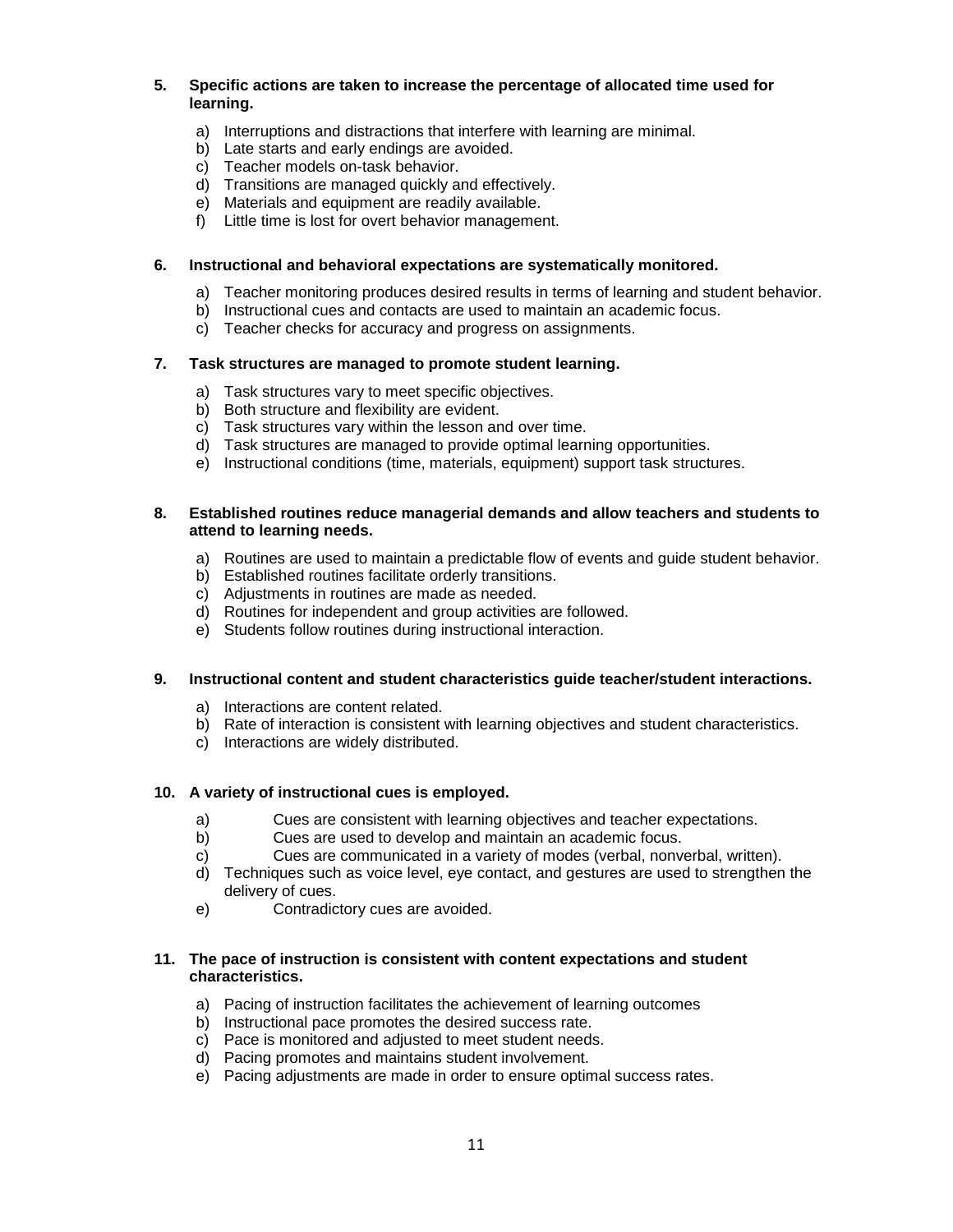5. **Specific actions are taken to increase the percentage of allocated time used for learning.**

   a) Interruptions and distractions that interfere with learning are minimal.
   b) Late starts and early endings are avoided.
   c) Teacher models on-task behavior.
   d) Transitions are managed quickly and effectively.
   e) Materials and equipment are readily available.
   f) Little time is lost for overt behavior management.

6. **Instructional and behavioral expectations are systematically monitored.**

   a) Teacher monitoring produces desired results in terms of learning and student behavior.
   b) Instructional cues and contacts are used to maintain an academic focus.
   c) Teacher checks for accuracy and progress on assignments.

7. **Task structures are managed to promote student learning.**

   a) Task structures vary to meet specific objectives.
   b) Both structure and flexibility are evident.
   c) Task structures vary within the lesson and over time.
   d) Task structures are managed to provide optimal learning opportunities.
   e) Instructional conditions (time, materials, equipment) support task structures.

8. **Established routines reduce managerial demands and allow teachers and students to attend to learning needs.**

   a) Routines are used to maintain a predictable flow of events and guide student behavior.
   b) Established routines facilitate orderly transitions.
   c) Adjustments in routines are made as needed.
   d) Routines for independent and group activities are followed.
   e) Students follow routines during instructional interaction.

9. **Instructional content and student characteristics guide teacher/student interactions.**

   a) Interactions are content related.
   b) Rate of interaction is consistent with learning objectives and student characteristics.
   c) Interactions are widely distributed.

10. **A variety of instructional cues is employed.**

    a) Cues are consistent with learning objectives and teacher expectations.
    b) Cues are used to develop and maintain an academic focus.
    c) Cues are communicated in a variety of modes (verbal, nonverbal, written).
    d) Techniques such as voice level, eye contact, and gestures are used to strengthen the delivery of cues.
    e) Contradictory cues are avoided.

11. **The pace of instruction is consistent with content expectations and student characteristics.**

    a) Pacing of instruction facilitates the achievement of learning outcomes
    b) Instructional pace promotes the desired success rate.
    c) Pace is monitored and adjusted to meet student needs.
    d) Pacing promotes and maintains student involvement.
    e) Pacing adjustments are made in order to ensure optimal success rates.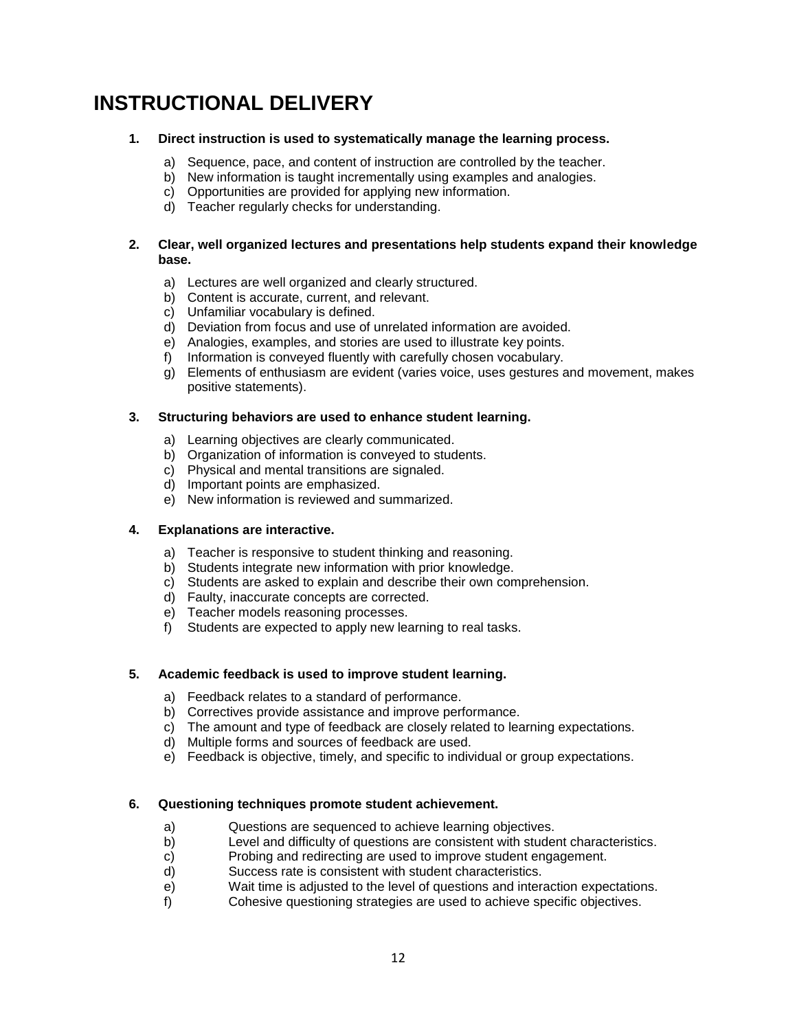# INSTRUCTIONAL DELIVERY

**1. Direct instruction is used to systematically manage the learning process.**

a) Sequence, pace, and content of instruction are controlled by the teacher.
b) New information is taught incrementally using examples and analogies.
c) Opportunities are provided for applying new information.
d) Teacher regularly checks for understanding.

**2. Clear, well organized lectures and presentations help students expand their knowledge base.**

a) Lectures are well organized and clearly structured.
b) Content is accurate, current, and relevant.
c) Unfamiliar vocabulary is defined.
d) Deviation from focus and use of unrelated information are avoided.
e) Analogies, examples, and stories are used to illustrate key points.
f) Information is conveyed fluently with carefully chosen vocabulary.
g) Elements of enthusiasm are evident (varies voice, uses gestures and movement, makes positive statements).

**3. Structuring behaviors are used to enhance student learning.**

a) Learning objectives are clearly communicated.
b) Organization of information is conveyed to students.
c) Physical and mental transitions are signaled.
d) Important points are emphasized.
e) New information is reviewed and summarized.

**4. Explanations are interactive.**

a) Teacher is responsive to student thinking and reasoning.
b) Students integrate new information with prior knowledge.
c) Students are asked to explain and describe their own comprehension.
d) Faulty, inaccurate concepts are corrected.
e) Teacher models reasoning processes.
f) Students are expected to apply new learning to real tasks.

**5. Academic feedback is used to improve student learning.**

a) Feedback relates to a standard of performance.
b) Correctives provide assistance and improve performance.
c) The amount and type of feedback are closely related to learning expectations.
d) Multiple forms and sources of feedback are used.
e) Feedback is objective, timely, and specific to individual or group expectations.

**6. Questioning techniques promote student achievement.**

a) Questions are sequenced to achieve learning objectives.
b) Level and difficulty of questions are consistent with student characteristics.
c) Probing and redirecting are used to improve student engagement.
d) Success rate is consistent with student characteristics.
e) Wait time is adjusted to the level of questions and interaction expectations.
f) Cohesive questioning strategies are used to achieve specific objectives.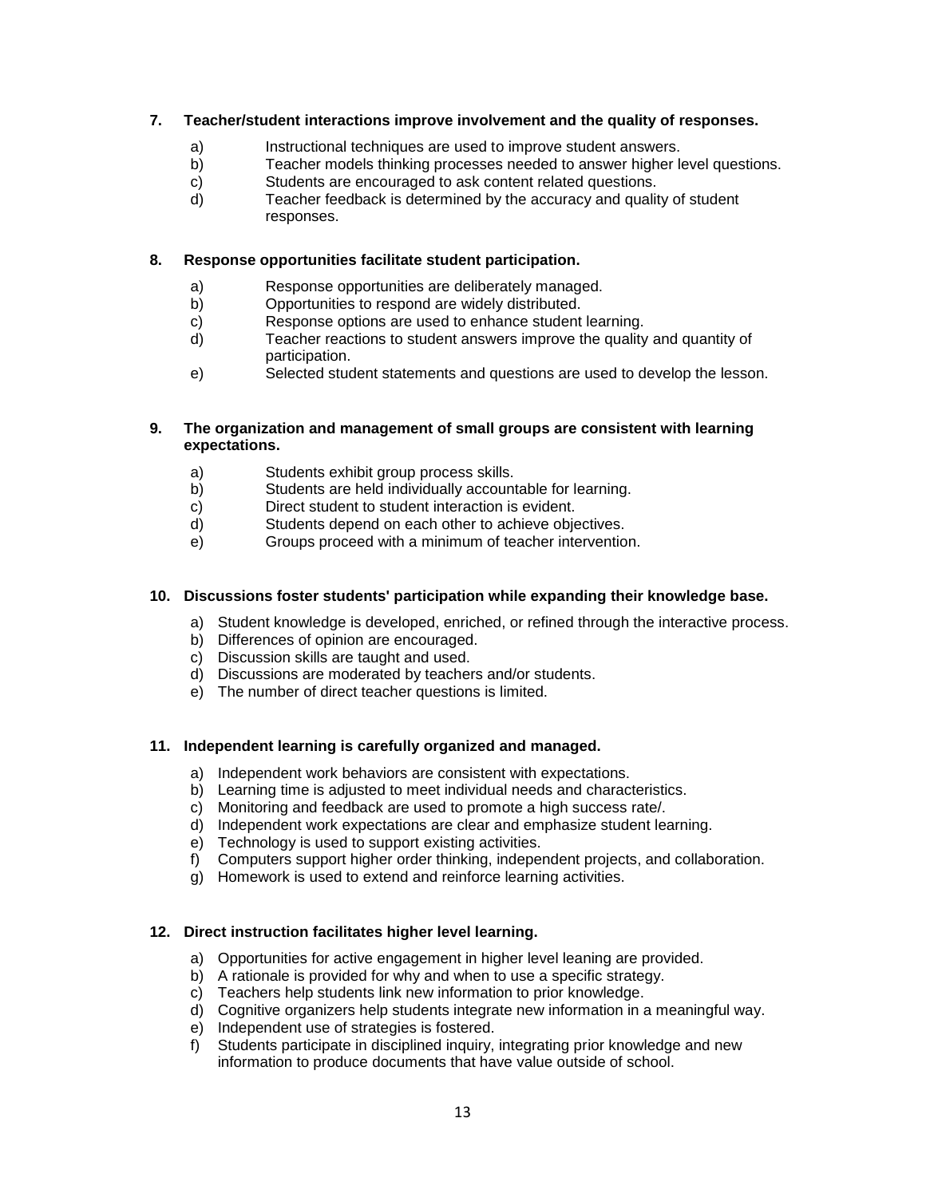**7. Teacher/student interactions improve involvement and the quality of responses.**

a) Instructional techniques are used to improve student answers.
b) Teacher models thinking processes needed to answer higher level questions.
c) Students are encouraged to ask content related questions.
d) Teacher feedback is determined by the accuracy and quality of student responses.

**8. Response opportunities facilitate student participation.**

a) Response opportunities are deliberately managed.
b) Opportunities to respond are widely distributed.
c) Response options are used to enhance student learning.
d) Teacher reactions to student answers improve the quality and quantity of participation.
e) Selected student statements and questions are used to develop the lesson.

**9. The organization and management of small groups are consistent with learning expectations.**

a) Students exhibit group process skills.
b) Students are held individually accountable for learning.
c) Direct student to student interaction is evident.
d) Students depend on each other to achieve objectives.
e) Groups proceed with a minimum of teacher intervention.

**10. Discussions foster students' participation while expanding their knowledge base.**

a) Student knowledge is developed, enriched, or refined through the interactive process.
b) Differences of opinion are encouraged.
c) Discussion skills are taught and used.
d) Discussions are moderated by teachers and/or students.
e) The number of direct teacher questions is limited.

**11. Independent learning is carefully organized and managed.**

a) Independent work behaviors are consistent with expectations.
b) Learning time is adjusted to meet individual needs and characteristics.
c) Monitoring and feedback are used to promote a high success rate/.
d) Independent work expectations are clear and emphasize student learning.
e) Technology is used to support existing activities.
f) Computers support higher order thinking, independent projects, and collaboration.
g) Homework is used to extend and reinforce learning activities.

**12. Direct instruction facilitates higher level learning.**

a) Opportunities for active engagement in higher level leaning are provided.
b) A rationale is provided for why and when to use a specific strategy.
c) Teachers help students link new information to prior knowledge.
d) Cognitive organizers help students integrate new information in a meaningful way.
e) Independent use of strategies is fostered.
f) Students participate in disciplined inquiry, integrating prior knowledge and new information to produce documents that have value outside of school.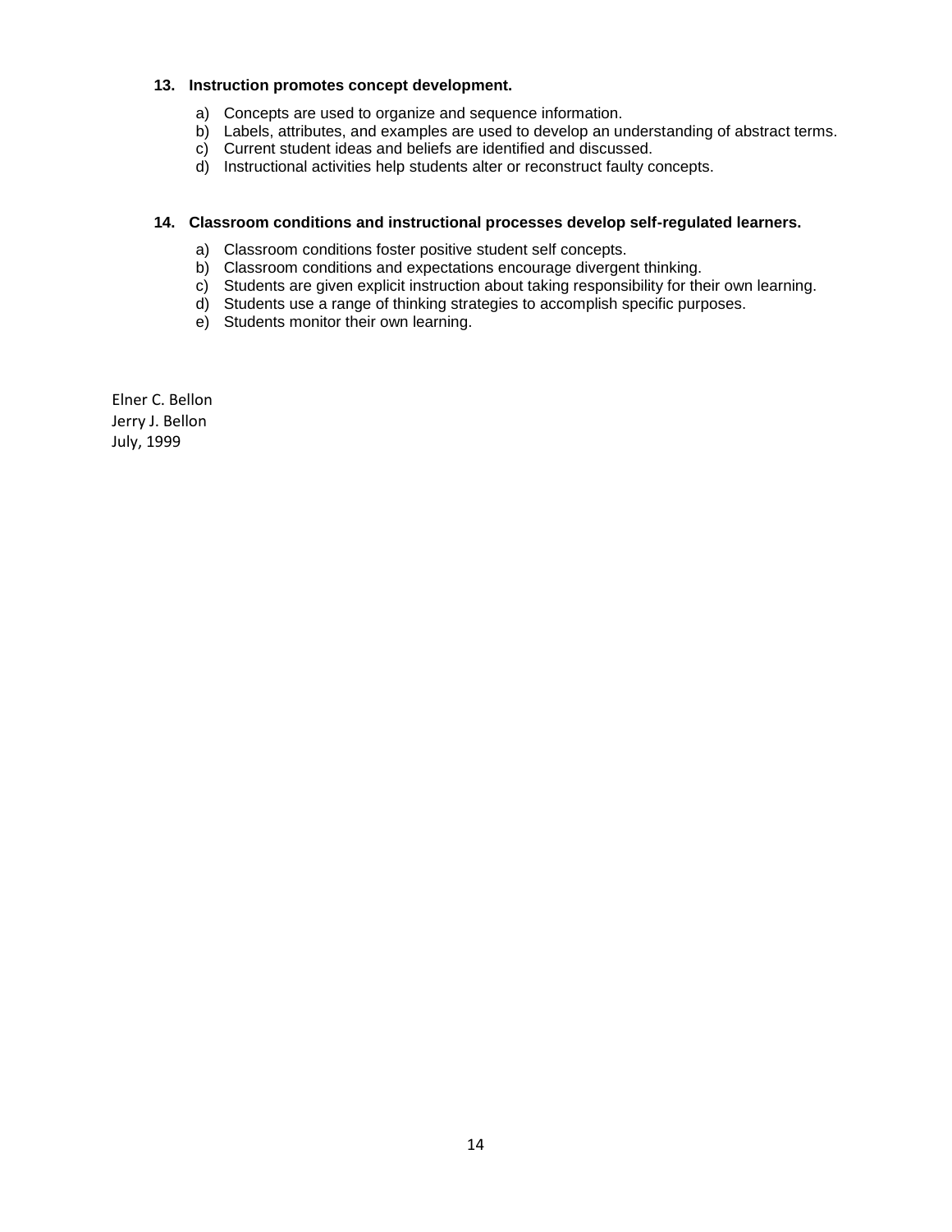**13. Instruction promotes concept development.**

a) Concepts are used to organize and sequence information.
b) Labels, attributes, and examples are used to develop an understanding of abstract terms.
c) Current student ideas and beliefs are identified and discussed.
d) Instructional activities help students alter or reconstruct faulty concepts.

**14. Classroom conditions and instructional processes develop self-regulated learners.**

a) Classroom conditions foster positive student self concepts.
b) Classroom conditions and expectations encourage divergent thinking.
c) Students are given explicit instruction about taking responsibility for their own learning.
d) Students use a range of thinking strategies to accomplish specific purposes.
e) Students monitor their own learning.

Elner C. Bellon
Jerry J. Bellon
July, 1999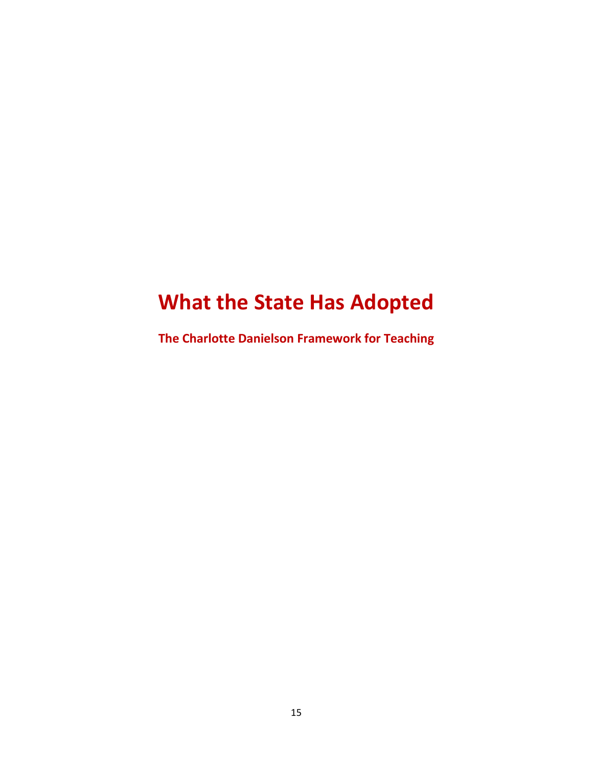# What the State Has Adopted

## The Charlotte Danielson Framework for Teaching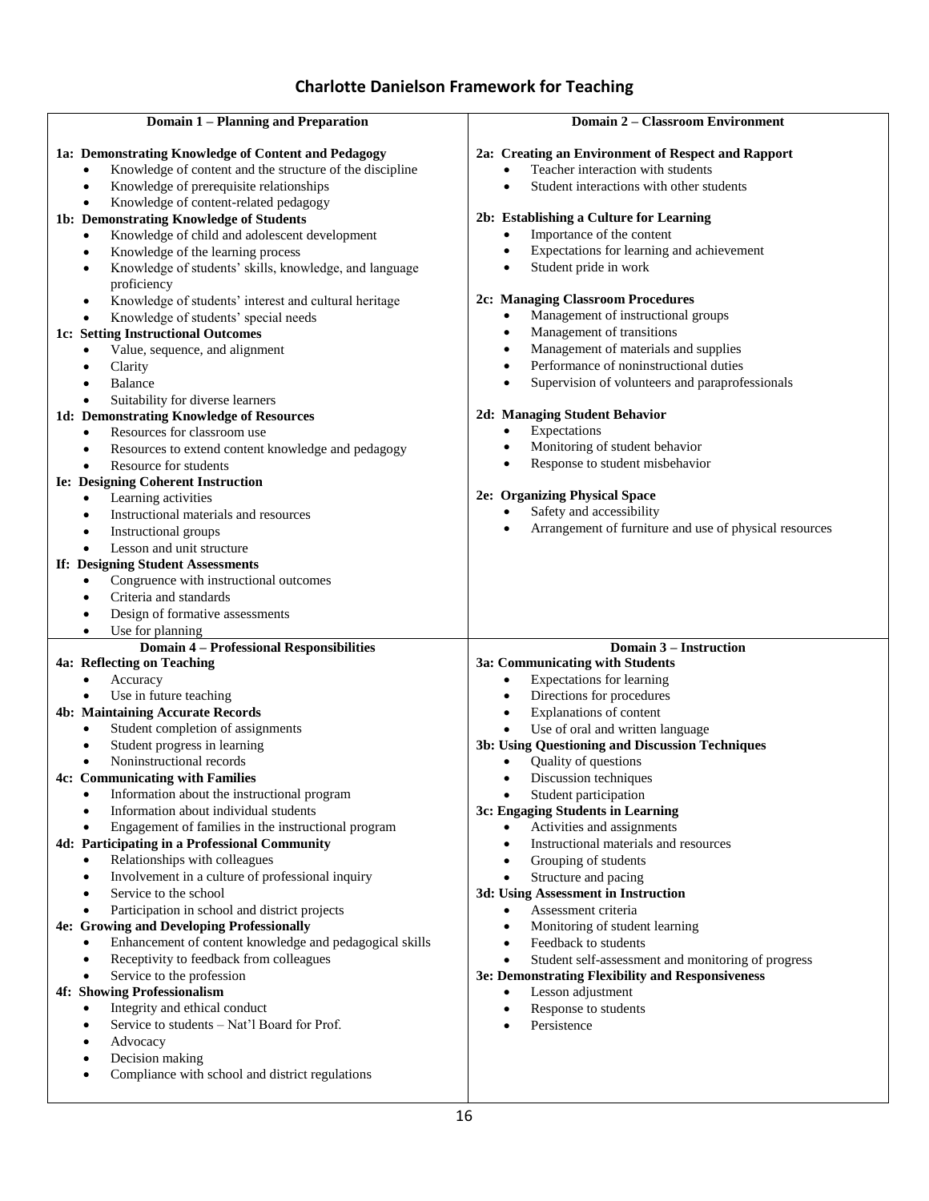# Charlotte Danielson Framework for Teaching

## Domain 1 – Planning and Preparation

**1a: Demonstrating Knowledge of Content and Pedagogy**
- Knowledge of content and the structure of the discipline
- Knowledge of prerequisite relationships
- Knowledge of content-related pedagogy

**1b: Demonstrating Knowledge of Students**
- Knowledge of child and adolescent development
- Knowledge of the learning process
- Knowledge of students' skills, knowledge, and language proficiency
- Knowledge of students' interest and cultural heritage
- Knowledge of students' special needs

**1c: Setting Instructional Outcomes**
- Value, sequence, and alignment
- Clarity
- Balance
- Suitability for diverse learners

**1d: Demonstrating Knowledge of Resources**
- Resources for classroom use
- Resources to extend content knowledge and pedagogy
- Resource for students

**Ie: Designing Coherent Instruction**
- Learning activities
- Instructional materials and resources
- Instructional groups
- Lesson and unit structure

**If: Designing Student Assessments**
- Congruence with instructional outcomes
- Criteria and standards
- Design of formative assessments
- Use for planning

## Domain 2 – Classroom Environment

**2a: Creating an Environment of Respect and Rapport**
- Teacher interaction with students
- Student interactions with other students

**2b: Establishing a Culture for Learning**
- Importance of the content
- Expectations for learning and achievement
- Student pride in work

**2c: Managing Classroom Procedures**
- Management of instructional groups
- Management of transitions
- Management of materials and supplies
- Performance of noninstructional duties
- Supervision of volunteers and paraprofessionals

**2d: Managing Student Behavior**
- Expectations
- Monitoring of student behavior
- Response to student misbehavior

**2e: Organizing Physical Space**
- Safety and accessibility
- Arrangement of furniture and use of physical resources

## Domain 4 – Professional Responsibilities

**4a: Reflecting on Teaching**
- Accuracy
- Use in future teaching

**4b: Maintaining Accurate Records**
- Student completion of assignments
- Student progress in learning
- Noninstructional records

**4c: Communicating with Families**
- Information about the instructional program
- Information about individual students
- Engagement of families in the instructional program

**4d: Participating in a Professional Community**
- Relationships with colleagues
- Involvement in a culture of professional inquiry
- Service to the school
- Participation in school and district projects

**4e: Growing and Developing Professionally**
- Enhancement of content knowledge and pedagogical skills
- Receptivity to feedback from colleagues
- Service to the profession

**4f: Showing Professionalism**
- Integrity and ethical conduct
- Service to students – Nat'l Board for Prof.
- Advocacy
- Decision making
- Compliance with school and district regulations

## Domain 3 – Instruction

**3a: Communicating with Students**
- Expectations for learning
- Directions for procedures
- Explanations of content
- Use of oral and written language

**3b: Using Questioning and Discussion Techniques**
- Quality of questions
- Discussion techniques
- Student participation

**3c: Engaging Students in Learning**
- Activities and assignments
- Instructional materials and resources
- Grouping of students
- Structure and pacing

**3d: Using Assessment in Instruction**
- Assessment criteria
- Monitoring of student learning
- Feedback to students
- Student self-assessment and monitoring of progress

**3e: Demonstrating Flexibility and Responsiveness**
- Lesson adjustment
- Response to students
- Persistence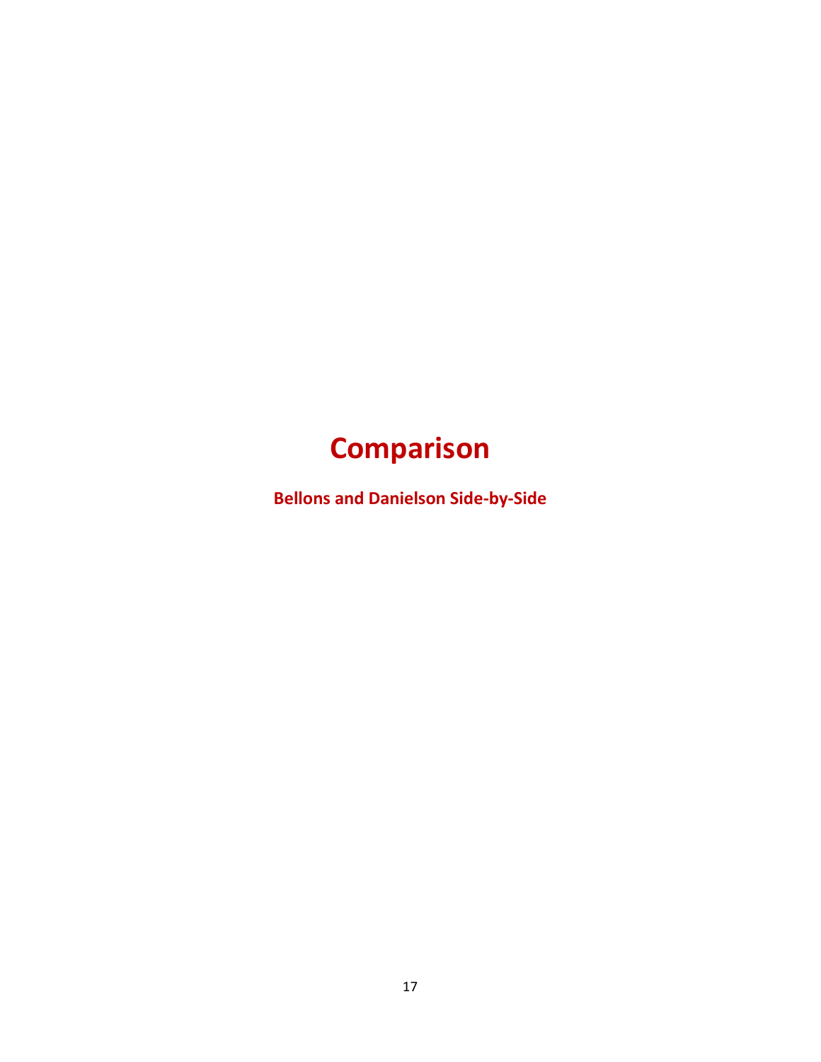# Comparison

## Bellons and Danielson Side-by-Side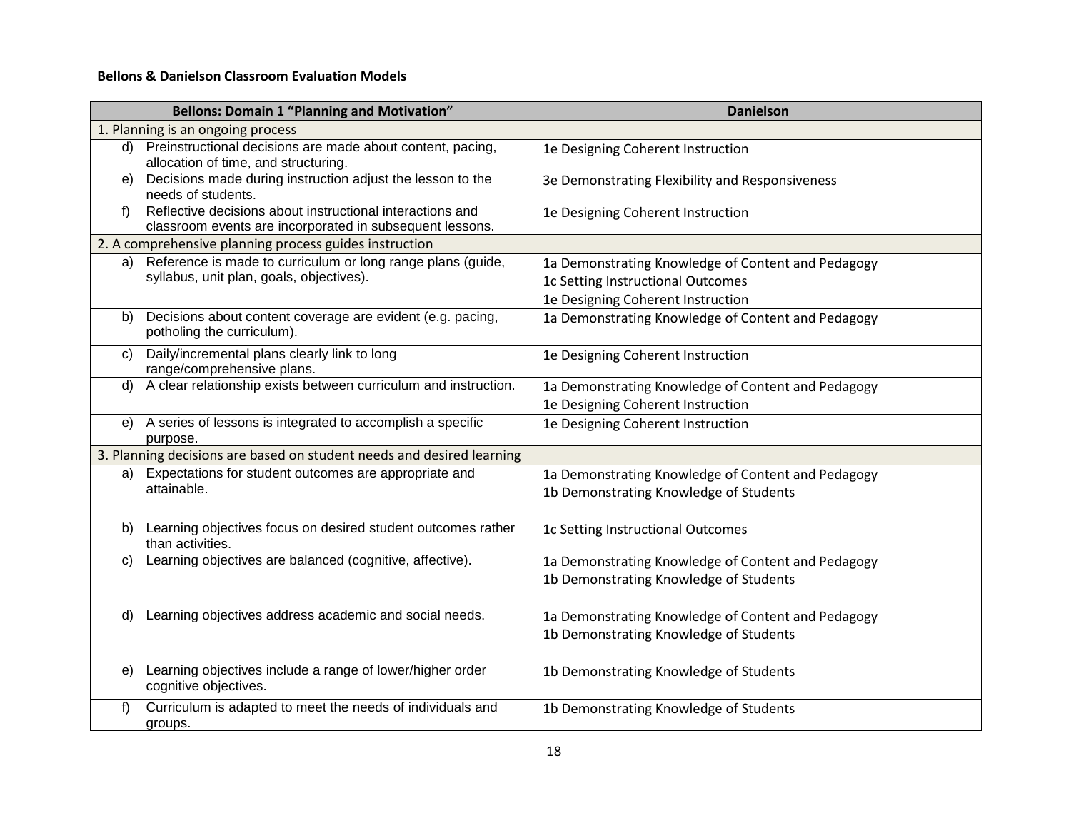**Bellons & Danielson Classroom Evaluation Models**

| Bellons: Domain 1 "Planning and Motivation" | Danielson |
|---|---|
| 1. Planning is an ongoing process | |
| d) Preinstructional decisions are made about content, pacing, allocation of time, and structuring. | 1e Designing Coherent Instruction |
| e) Decisions made during instruction adjust the lesson to the needs of students. | 3e Demonstrating Flexibility and Responsiveness |
| f) Reflective decisions about instructional interactions and classroom events are incorporated in subsequent lessons. | 1e Designing Coherent Instruction |
| 2. A comprehensive planning process guides instruction | |
| a) Reference is made to curriculum or long range plans (guide, syllabus, unit plan, goals, objectives). | 1a Demonstrating Knowledge of Content and Pedagogy<br>1c Setting Instructional Outcomes<br>1e Designing Coherent Instruction |
| b) Decisions about content coverage are evident (e.g. pacing, potholing the curriculum). | 1a Demonstrating Knowledge of Content and Pedagogy |
| c) Daily/incremental plans clearly link to long range/comprehensive plans. | 1e Designing Coherent Instruction |
| d) A clear relationship exists between curriculum and instruction. | 1a Demonstrating Knowledge of Content and Pedagogy<br>1e Designing Coherent Instruction |
| e) A series of lessons is integrated to accomplish a specific purpose. | 1e Designing Coherent Instruction |
| 3. Planning decisions are based on student needs and desired learning | |
| a) Expectations for student outcomes are appropriate and attainable. | 1a Demonstrating Knowledge of Content and Pedagogy<br>1b Demonstrating Knowledge of Students |
| b) Learning objectives focus on desired student outcomes rather than activities. | 1c Setting Instructional Outcomes |
| c) Learning objectives are balanced (cognitive, affective). | 1a Demonstrating Knowledge of Content and Pedagogy<br>1b Demonstrating Knowledge of Students |
| d) Learning objectives address academic and social needs. | 1a Demonstrating Knowledge of Content and Pedagogy<br>1b Demonstrating Knowledge of Students |
| e) Learning objectives include a range of lower/higher order cognitive objectives. | 1b Demonstrating Knowledge of Students |
| f) Curriculum is adapted to meet the needs of individuals and groups. | 1b Demonstrating Knowledge of Students |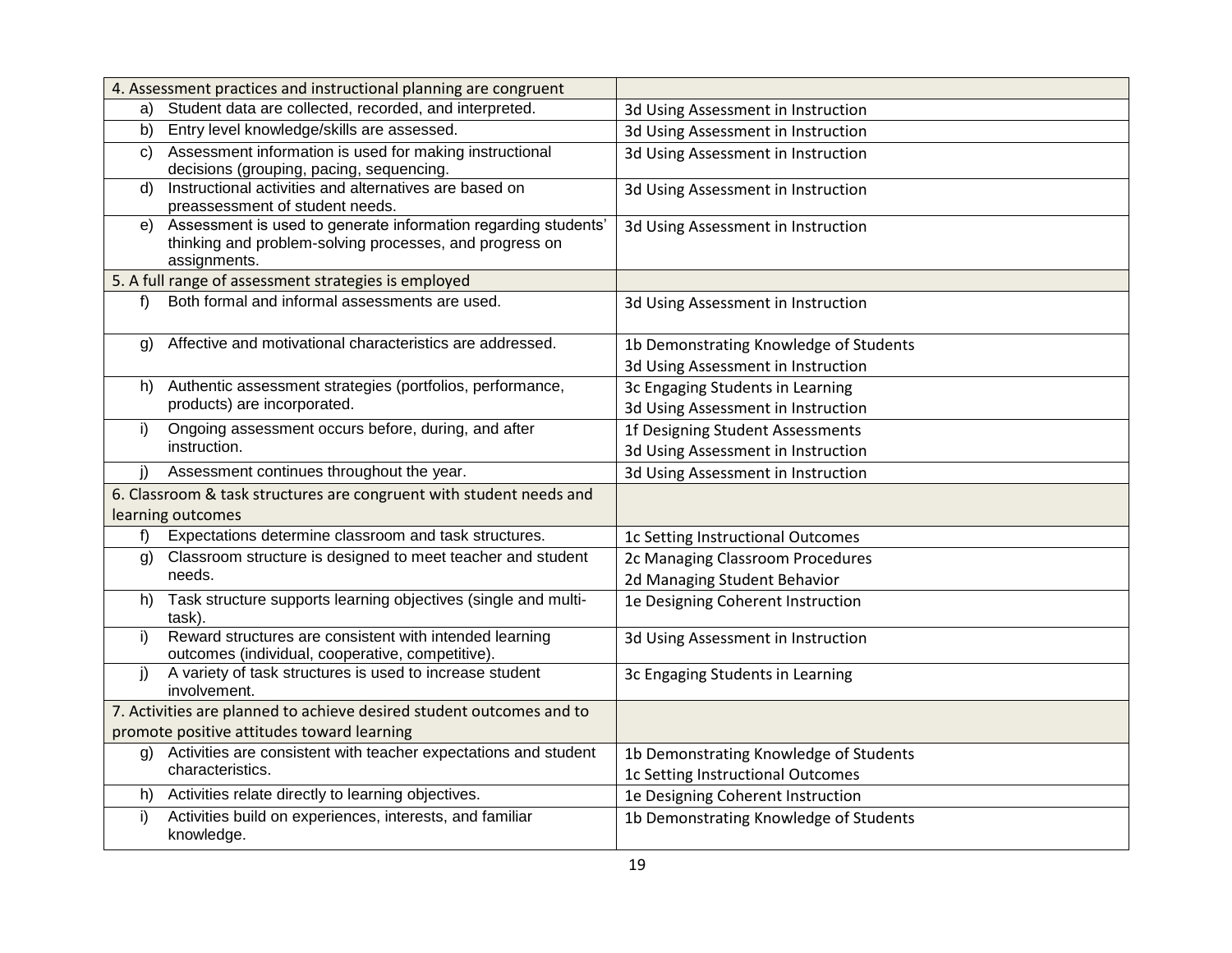| 4. Assessment practices and instructional planning are congruent | |
|---|---|
| a) Student data are collected, recorded, and interpreted. | 3d Using Assessment in Instruction |
| b) Entry level knowledge/skills are assessed. | 3d Using Assessment in Instruction |
| c) Assessment information is used for making instructional decisions (grouping, pacing, sequencing. | 3d Using Assessment in Instruction |
| d) Instructional activities and alternatives are based on preassessment of student needs. | 3d Using Assessment in Instruction |
| e) Assessment is used to generate information regarding students' thinking and problem-solving processes, and progress on assignments. | 3d Using Assessment in Instruction |
| 5. A full range of assessment strategies is employed | |
| f) Both formal and informal assessments are used. | 3d Using Assessment in Instruction |
| g) Affective and motivational characteristics are addressed. | 1b Demonstrating Knowledge of Students<br>3d Using Assessment in Instruction |
| h) Authentic assessment strategies (portfolios, performance, products) are incorporated. | 3c Engaging Students in Learning<br>3d Using Assessment in Instruction |
| i) Ongoing assessment occurs before, during, and after instruction. | 1f Designing Student Assessments<br>3d Using Assessment in Instruction |
| j) Assessment continues throughout the year. | 3d Using Assessment in Instruction |
| 6. Classroom & task structures are congruent with student needs and learning outcomes | |
| f) Expectations determine classroom and task structures. | 1c Setting Instructional Outcomes |
| g) Classroom structure is designed to meet teacher and student needs. | 2c Managing Classroom Procedures<br>2d Managing Student Behavior |
| h) Task structure supports learning objectives (single and multi-task). | 1e Designing Coherent Instruction |
| i) Reward structures are consistent with intended learning outcomes (individual, cooperative, competitive). | 3d Using Assessment in Instruction |
| j) A variety of task structures is used to increase student involvement. | 3c Engaging Students in Learning |
| 7. Activities are planned to achieve desired student outcomes and to promote positive attitudes toward learning | |
| g) Activities are consistent with teacher expectations and student characteristics. | 1b Demonstrating Knowledge of Students<br>1c Setting Instructional Outcomes |
| h) Activities relate directly to learning objectives. | 1e Designing Coherent Instruction |
| i) Activities build on experiences, interests, and familiar knowledge. | 1b Demonstrating Knowledge of Students |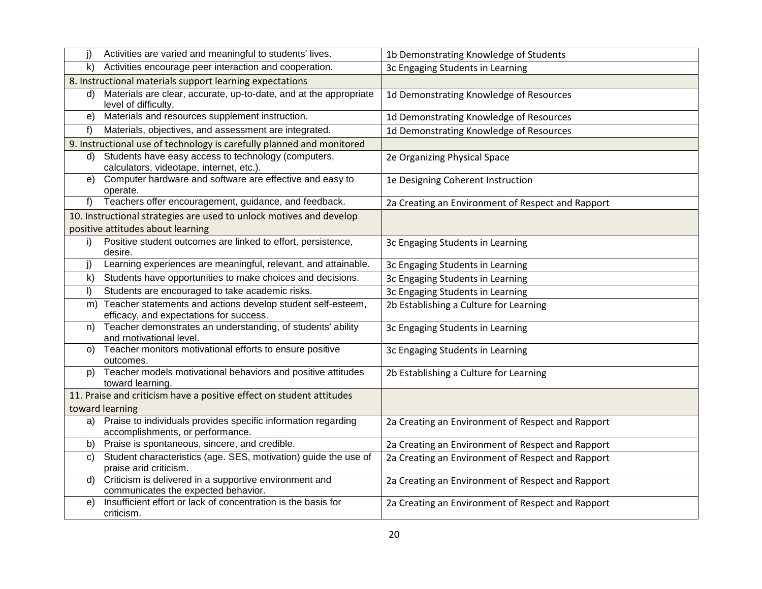| | |
|---|---|
| j) Activities are varied and meaningful to students' lives. | 1b Demonstrating Knowledge of Students |
| k) Activities encourage peer interaction and cooperation. | 3c Engaging Students in Learning |
| 8. Instructional materials support learning expectations | |
| d) Materials are clear, accurate, up-to-date, and at the appropriate level of difficulty. | 1d Demonstrating Knowledge of Resources |
| e) Materials and resources supplement instruction. | 1d Demonstrating Knowledge of Resources |
| f) Materials, objectives, and assessment are integrated. | 1d Demonstrating Knowledge of Resources |
| 9. Instructional use of technology is carefully planned and monitored | |
| d) Students have easy access to technology (computers, calculators, videotape, internet, etc.). | 2e Organizing Physical Space |
| e) Computer hardware and software are effective and easy to operate. | 1e Designing Coherent Instruction |
| f) Teachers offer encouragement, guidance, and feedback. | 2a Creating an Environment of Respect and Rapport |
| 10. Instructional strategies are used to unlock motives and develop positive attitudes about learning | |
| i) Positive student outcomes are linked to effort, persistence, desire. | 3c Engaging Students in Learning |
| j) Learning experiences are meaningful, relevant, and attainable. | 3c Engaging Students in Learning |
| k) Students have opportunities to make choices and decisions. | 3c Engaging Students in Learning |
| l) Students are encouraged to take academic risks. | 3c Engaging Students in Learning |
| m) Teacher statements and actions develop student self-esteem, efficacy, and expectations for success. | 2b Establishing a Culture for Learning |
| n) Teacher demonstrates an understanding, of students' ability and rnotivational level. | 3c Engaging Students in Learning |
| o) Teacher monitors motivational efforts to ensure positive outcomes. | 3c Engaging Students in Learning |
| p) Teacher models motivational behaviors and positive attitudes toward learning. | 2b Establishing a Culture for Learning |
| 11. Praise and criticism have a positive effect on student attitudes toward learning | |
| a) Praise to individuals provides specific information regarding accomplishments, or performance. | 2a Creating an Environment of Respect and Rapport |
| b) Praise is spontaneous, sincere, and credible. | 2a Creating an Environment of Respect and Rapport |
| c) Student characteristics (age. SES, motivation) guide the use of praise arid criticism. | 2a Creating an Environment of Respect and Rapport |
| d) Criticism is delivered in a supportive environment and communicates the expected behavior. | 2a Creating an Environment of Respect and Rapport |
| e) Insufficient effort or lack of concentration is the basis for criticism. | 2a Creating an Environment of Respect and Rapport |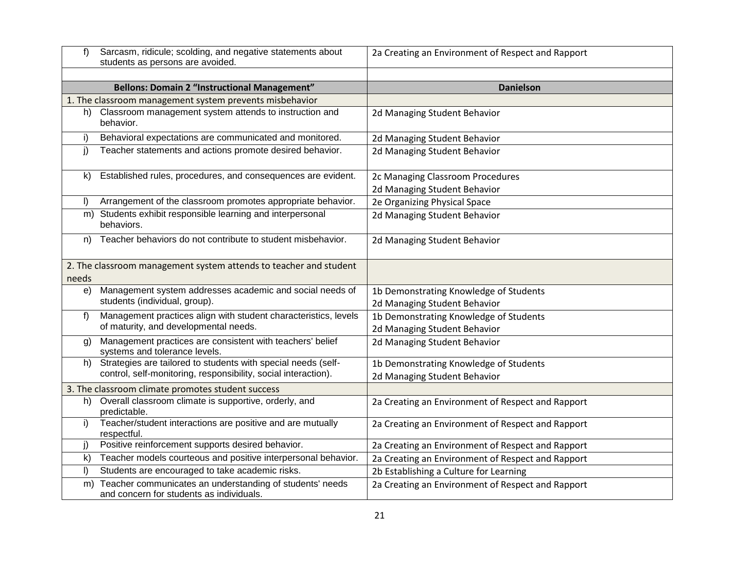| | |
|---|---|
| f) Sarcasm, ridicule; scolding, and negative statements about students as persons are avoided. | 2a Creating an Environment of Respect and Rapport |
| | |
| **Bellons: Domain 2 "Instructional Management"** | **Danielson** |
| 1. The classroom management system prevents misbehavior | |
| h) Classroom management system attends to instruction and behavior. | 2d Managing Student Behavior |
| i) Behavioral expectations are communicated and monitored. | 2d Managing Student Behavior |
| j) Teacher statements and actions promote desired behavior. | 2d Managing Student Behavior |
| k) Established rules, procedures, and consequences are evident. | 2c Managing Classroom Procedures<br>2d Managing Student Behavior |
| l) Arrangement of the classroom promotes appropriate behavior. | 2e Organizing Physical Space |
| m) Students exhibit responsible learning and interpersonal behaviors. | 2d Managing Student Behavior |
| n) Teacher behaviors do not contribute to student misbehavior. | 2d Managing Student Behavior |
| 2. The classroom management system attends to teacher and student needs | |
| e) Management system addresses academic and social needs of students (individual, group). | 1b Demonstrating Knowledge of Students<br>2d Managing Student Behavior |
| f) Management practices align with student characteristics, levels of maturity, and developmental needs. | 1b Demonstrating Knowledge of Students<br>2d Managing Student Behavior |
| g) Management practices are consistent with teachers' belief systems and tolerance levels. | 2d Managing Student Behavior |
| h) Strategies are tailored to students with special needs (self-control, self-monitoring, responsibility, social interaction). | 1b Demonstrating Knowledge of Students<br>2d Managing Student Behavior |
| 3. The classroom climate promotes student success | |
| h) Overall classroom climate is supportive, orderly, and predictable. | 2a Creating an Environment of Respect and Rapport |
| i) Teacher/student interactions are positive and are mutually respectful. | 2a Creating an Environment of Respect and Rapport |
| j) Positive reinforcement supports desired behavior. | 2a Creating an Environment of Respect and Rapport |
| k) Teacher models courteous and positive interpersonal behavior. | 2a Creating an Environment of Respect and Rapport |
| l) Students are encouraged to take academic risks. | 2b Establishing a Culture for Learning |
| m) Teacher communicates an understanding of students' needs and concern for students as individuals. | 2a Creating an Environment of Respect and Rapport |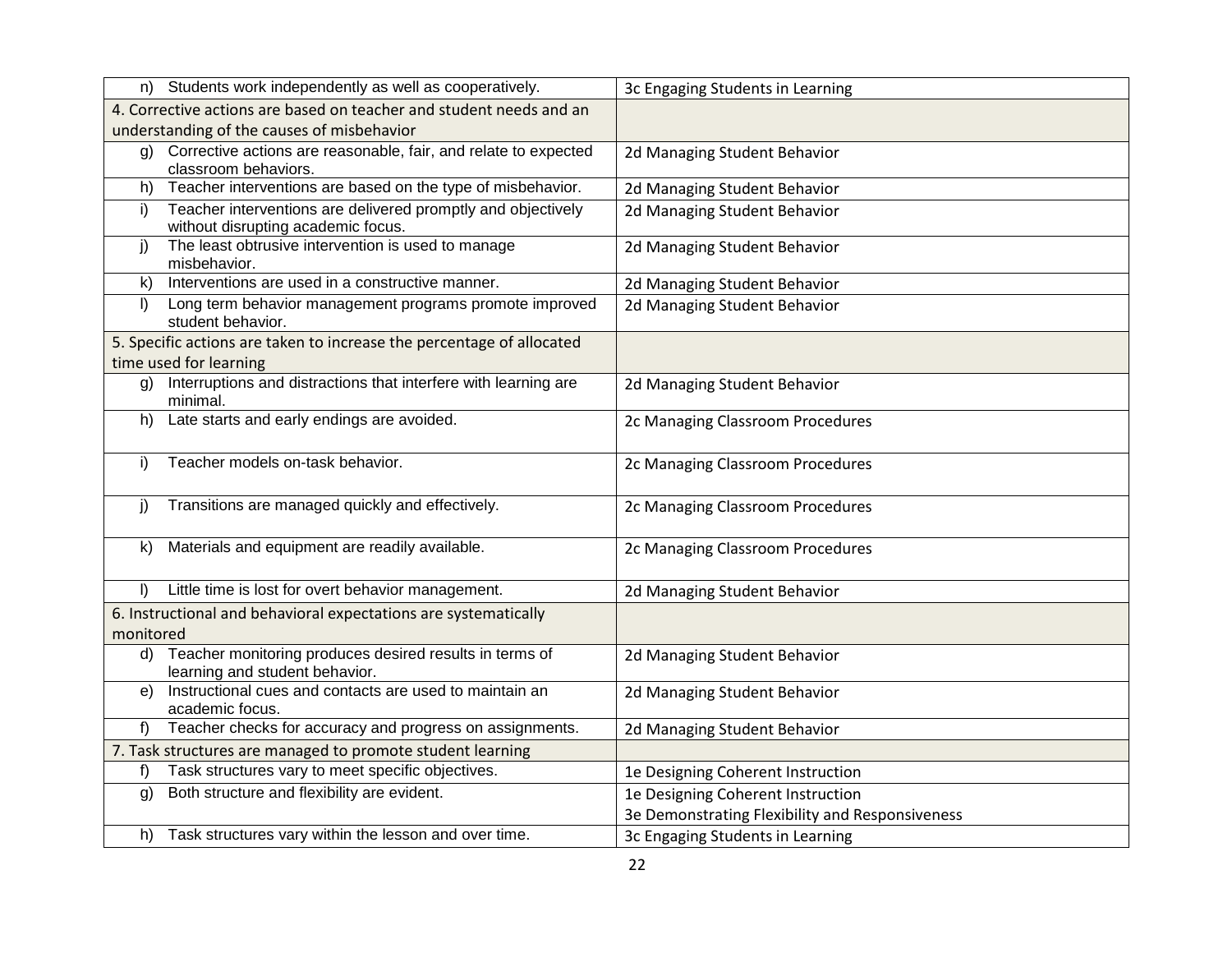| | |
|---|---|
| n) Students work independently as well as cooperatively. | 3c Engaging Students in Learning |
| 4. Corrective actions are based on teacher and student needs and an understanding of the causes of misbehavior | |
| g) Corrective actions are reasonable, fair, and relate to expected classroom behaviors. | 2d Managing Student Behavior |
| h) Teacher interventions are based on the type of misbehavior. | 2d Managing Student Behavior |
| i) Teacher interventions are delivered promptly and objectively without disrupting academic focus. | 2d Managing Student Behavior |
| j) The least obtrusive intervention is used to manage misbehavior. | 2d Managing Student Behavior |
| k) Interventions are used in a constructive manner. | 2d Managing Student Behavior |
| l) Long term behavior management programs promote improved student behavior. | 2d Managing Student Behavior |
| 5. Specific actions are taken to increase the percentage of allocated time used for learning | |
| g) Interruptions and distractions that interfere with learning are minimal. | 2d Managing Student Behavior |
| h) Late starts and early endings are avoided. | 2c Managing Classroom Procedures |
| i) Teacher models on-task behavior. | 2c Managing Classroom Procedures |
| j) Transitions are managed quickly and effectively. | 2c Managing Classroom Procedures |
| k) Materials and equipment are readily available. | 2c Managing Classroom Procedures |
| l) Little time is lost for overt behavior management. | 2d Managing Student Behavior |
| 6. Instructional and behavioral expectations are systematically monitored | |
| d) Teacher monitoring produces desired results in terms of learning and student behavior. | 2d Managing Student Behavior |
| e) Instructional cues and contacts are used to maintain an academic focus. | 2d Managing Student Behavior |
| f) Teacher checks for accuracy and progress on assignments. | 2d Managing Student Behavior |
| 7. Task structures are managed to promote student learning | |
| f) Task structures vary to meet specific objectives. | 1e Designing Coherent Instruction |
| g) Both structure and flexibility are evident. | 1e Designing Coherent Instruction<br>3e Demonstrating Flexibility and Responsiveness |
| h) Task structures vary within the lesson and over time. | 3c Engaging Students in Learning |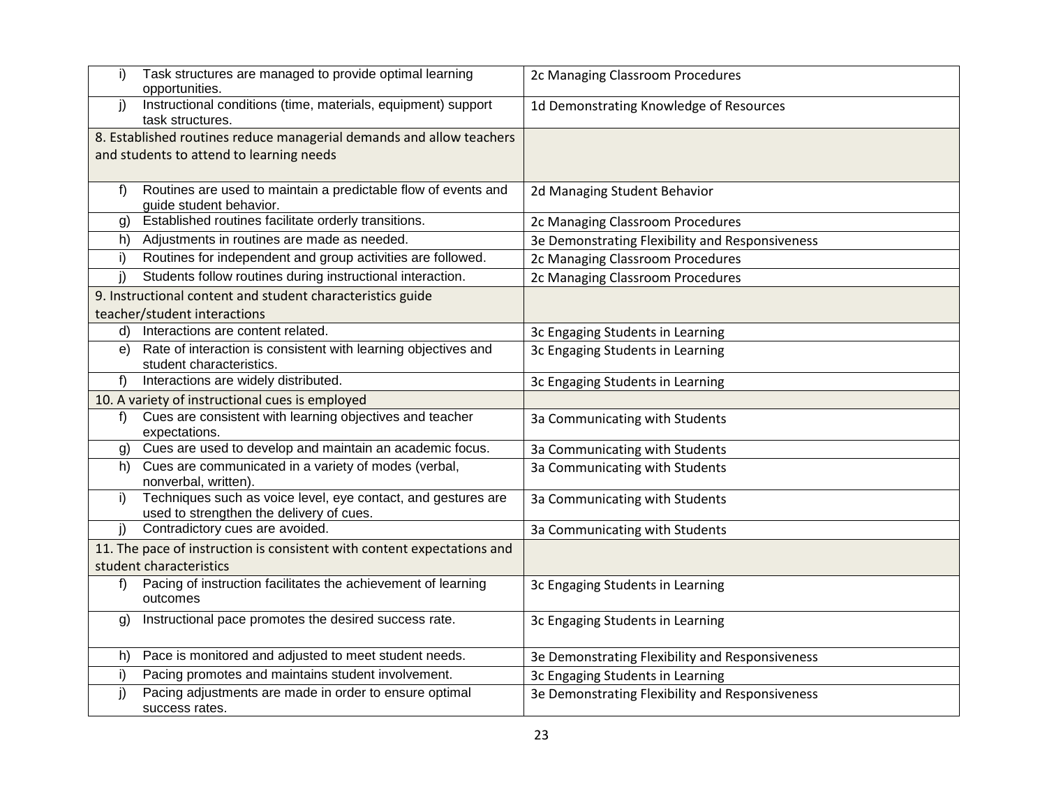| | |
|---|---|
| i) Task structures are managed to provide optimal learning opportunities. | 2c Managing Classroom Procedures |
| j) Instructional conditions (time, materials, equipment) support task structures. | 1d Demonstrating Knowledge of Resources |
| 8. Established routines reduce managerial demands and allow teachers and students to attend to learning needs | |
| f) Routines are used to maintain a predictable flow of events and guide student behavior. | 2d Managing Student Behavior |
| g) Established routines facilitate orderly transitions. | 2c Managing Classroom Procedures |
| h) Adjustments in routines are made as needed. | 3e Demonstrating Flexibility and Responsiveness |
| i) Routines for independent and group activities are followed. | 2c Managing Classroom Procedures |
| j) Students follow routines during instructional interaction. | 2c Managing Classroom Procedures |
| 9. Instructional content and student characteristics guide teacher/student interactions | |
| d) Interactions are content related. | 3c Engaging Students in Learning |
| e) Rate of interaction is consistent with learning objectives and student characteristics. | 3c Engaging Students in Learning |
| f) Interactions are widely distributed. | 3c Engaging Students in Learning |
| 10. A variety of instructional cues is employed | |
| f) Cues are consistent with learning objectives and teacher expectations. | 3a Communicating with Students |
| g) Cues are used to develop and maintain an academic focus. | 3a Communicating with Students |
| h) Cues are communicated in a variety of modes (verbal, nonverbal, written). | 3a Communicating with Students |
| i) Techniques such as voice level, eye contact, and gestures are used to strengthen the delivery of cues. | 3a Communicating with Students |
| j) Contradictory cues are avoided. | 3a Communicating with Students |
| 11. The pace of instruction is consistent with content expectations and student characteristics | |
| f) Pacing of instruction facilitates the achievement of learning outcomes | 3c Engaging Students in Learning |
| g) Instructional pace promotes the desired success rate. | 3c Engaging Students in Learning |
| h) Pace is monitored and adjusted to meet student needs. | 3e Demonstrating Flexibility and Responsiveness |
| i) Pacing promotes and maintains student involvement. | 3c Engaging Students in Learning |
| j) Pacing adjustments are made in order to ensure optimal success rates. | 3e Demonstrating Flexibility and Responsiveness |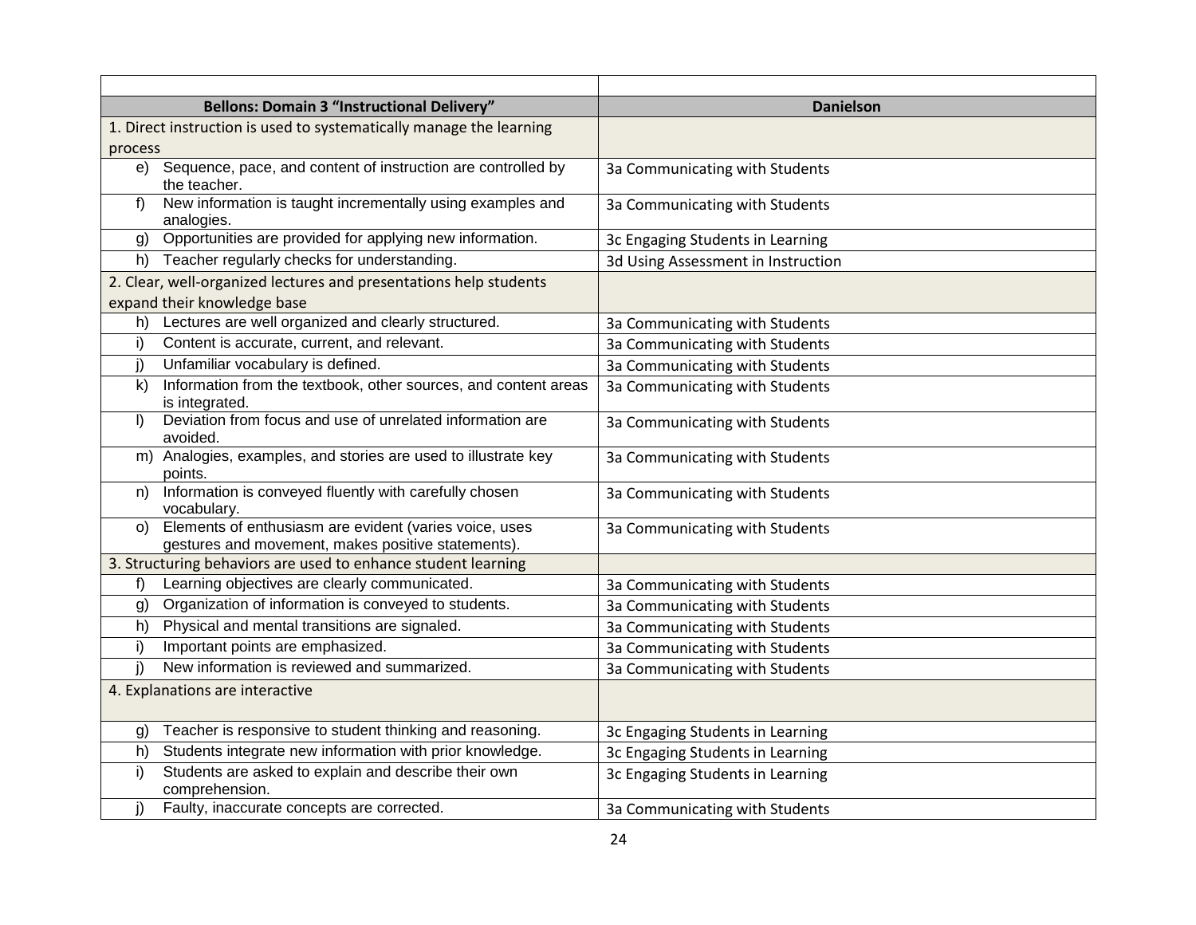| Bellons: Domain 3 "Instructional Delivery" | Danielson |
|---|---|
| 1. Direct instruction is used to systematically manage the learning process | |
| e) Sequence, pace, and content of instruction are controlled by the teacher. | 3a Communicating with Students |
| f) New information is taught incrementally using examples and analogies. | 3a Communicating with Students |
| g) Opportunities are provided for applying new information. | 3c Engaging Students in Learning |
| h) Teacher regularly checks for understanding. | 3d Using Assessment in Instruction |
| 2. Clear, well-organized lectures and presentations help students expand their knowledge base | |
| h) Lectures are well organized and clearly structured. | 3a Communicating with Students |
| i) Content is accurate, current, and relevant. | 3a Communicating with Students |
| j) Unfamiliar vocabulary is defined. | 3a Communicating with Students |
| k) Information from the textbook, other sources, and content areas is integrated. | 3a Communicating with Students |
| l) Deviation from focus and use of unrelated information are avoided. | 3a Communicating with Students |
| m) Analogies, examples, and stories are used to illustrate key points. | 3a Communicating with Students |
| n) Information is conveyed fluently with carefully chosen vocabulary. | 3a Communicating with Students |
| o) Elements of enthusiasm are evident (varies voice, uses gestures and movement, makes positive statements). | 3a Communicating with Students |
| 3. Structuring behaviors are used to enhance student learning | |
| f) Learning objectives are clearly communicated. | 3a Communicating with Students |
| g) Organization of information is conveyed to students. | 3a Communicating with Students |
| h) Physical and mental transitions are signaled. | 3a Communicating with Students |
| i) Important points are emphasized. | 3a Communicating with Students |
| j) New information is reviewed and summarized. | 3a Communicating with Students |
| 4. Explanations are interactive | |
| g) Teacher is responsive to student thinking and reasoning. | 3c Engaging Students in Learning |
| h) Students integrate new information with prior knowledge. | 3c Engaging Students in Learning |
| i) Students are asked to explain and describe their own comprehension. | 3c Engaging Students in Learning |
| j) Faulty, inaccurate concepts are corrected. | 3a Communicating with Students |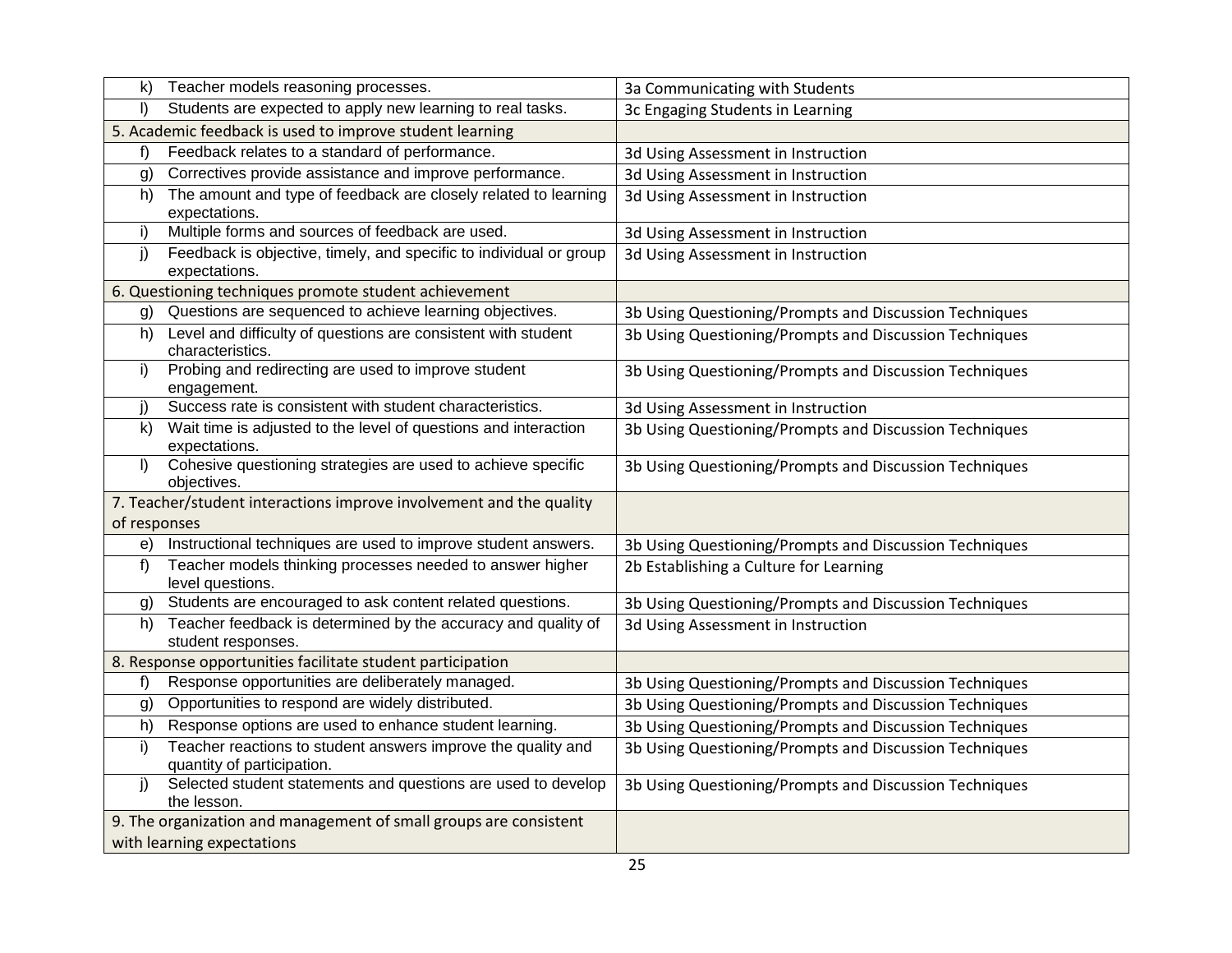| | |
|---|---|
| k) Teacher models reasoning processes. | 3a Communicating with Students |
| l) Students are expected to apply new learning to real tasks. | 3c Engaging Students in Learning |
| 5. Academic feedback is used to improve student learning | |
| f) Feedback relates to a standard of performance. | 3d Using Assessment in Instruction |
| g) Correctives provide assistance and improve performance. | 3d Using Assessment in Instruction |
| h) The amount and type of feedback are closely related to learning expectations. | 3d Using Assessment in Instruction |
| i) Multiple forms and sources of feedback are used. | 3d Using Assessment in Instruction |
| j) Feedback is objective, timely, and specific to individual or group expectations. | 3d Using Assessment in Instruction |
| 6. Questioning techniques promote student achievement | |
| g) Questions are sequenced to achieve learning objectives. | 3b Using Questioning/Prompts and Discussion Techniques |
| h) Level and difficulty of questions are consistent with student characteristics. | 3b Using Questioning/Prompts and Discussion Techniques |
| i) Probing and redirecting are used to improve student engagement. | 3b Using Questioning/Prompts and Discussion Techniques |
| j) Success rate is consistent with student characteristics. | 3d Using Assessment in Instruction |
| k) Wait time is adjusted to the level of questions and interaction expectations. | 3b Using Questioning/Prompts and Discussion Techniques |
| l) Cohesive questioning strategies are used to achieve specific objectives. | 3b Using Questioning/Prompts and Discussion Techniques |
| 7. Teacher/student interactions improve involvement and the quality of responses | |
| e) Instructional techniques are used to improve student answers. | 3b Using Questioning/Prompts and Discussion Techniques |
| f) Teacher models thinking processes needed to answer higher level questions. | 2b Establishing a Culture for Learning |
| g) Students are encouraged to ask content related questions. | 3b Using Questioning/Prompts and Discussion Techniques |
| h) Teacher feedback is determined by the accuracy and quality of student responses. | 3d Using Assessment in Instruction |
| 8. Response opportunities facilitate student participation | |
| f) Response opportunities are deliberately managed. | 3b Using Questioning/Prompts and Discussion Techniques |
| g) Opportunities to respond are widely distributed. | 3b Using Questioning/Prompts and Discussion Techniques |
| h) Response options are used to enhance student learning. | 3b Using Questioning/Prompts and Discussion Techniques |
| i) Teacher reactions to student answers improve the quality and quantity of participation. | 3b Using Questioning/Prompts and Discussion Techniques |
| j) Selected student statements and questions are used to develop the lesson. | 3b Using Questioning/Prompts and Discussion Techniques |
| 9. The organization and management of small groups are consistent with learning expectations | |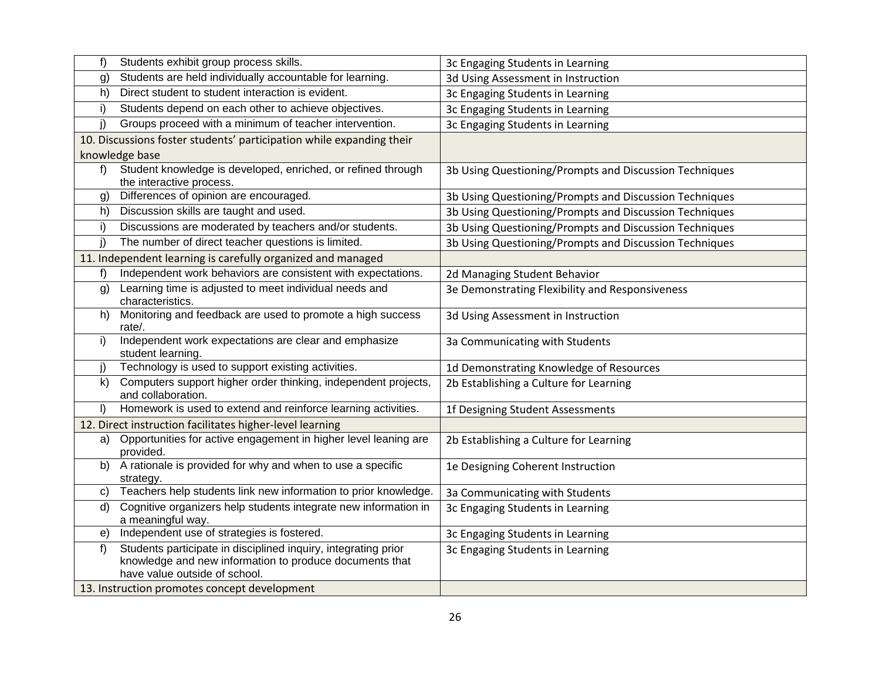| | |
|---|---|
| f) Students exhibit group process skills. | 3c Engaging Students in Learning |
| g) Students are held individually accountable for learning. | 3d Using Assessment in Instruction |
| h) Direct student to student interaction is evident. | 3c Engaging Students in Learning |
| i) Students depend on each other to achieve objectives. | 3c Engaging Students in Learning |
| j) Groups proceed with a minimum of teacher intervention. | 3c Engaging Students in Learning |
| 10. Discussions foster students' participation while expanding their knowledge base | |
| f) Student knowledge is developed, enriched, or refined through the interactive process. | 3b Using Questioning/Prompts and Discussion Techniques |
| g) Differences of opinion are encouraged. | 3b Using Questioning/Prompts and Discussion Techniques |
| h) Discussion skills are taught and used. | 3b Using Questioning/Prompts and Discussion Techniques |
| i) Discussions are moderated by teachers and/or students. | 3b Using Questioning/Prompts and Discussion Techniques |
| j) The number of direct teacher questions is limited. | 3b Using Questioning/Prompts and Discussion Techniques |
| 11. Independent learning is carefully organized and managed | |
| f) Independent work behaviors are consistent with expectations. | 2d Managing Student Behavior |
| g) Learning time is adjusted to meet individual needs and characteristics. | 3e Demonstrating Flexibility and Responsiveness |
| h) Monitoring and feedback are used to promote a high success rate/. | 3d Using Assessment in Instruction |
| i) Independent work expectations are clear and emphasize student learning. | 3a Communicating with Students |
| j) Technology is used to support existing activities. | 1d Demonstrating Knowledge of Resources |
| k) Computers support higher order thinking, independent projects, and collaboration. | 2b Establishing a Culture for Learning |
| l) Homework is used to extend and reinforce learning activities. | 1f Designing Student Assessments |
| 12. Direct instruction facilitates higher-level learning | |
| a) Opportunities for active engagement in higher level leaning are provided. | 2b Establishing a Culture for Learning |
| b) A rationale is provided for why and when to use a specific strategy. | 1e Designing Coherent Instruction |
| c) Teachers help students link new information to prior knowledge. | 3a Communicating with Students |
| d) Cognitive organizers help students integrate new information in a meaningful way. | 3c Engaging Students in Learning |
| e) Independent use of strategies is fostered. | 3c Engaging Students in Learning |
| f) Students participate in disciplined inquiry, integrating prior knowledge and new information to produce documents that have value outside of school. | 3c Engaging Students in Learning |
| 13. Instruction promotes concept development | |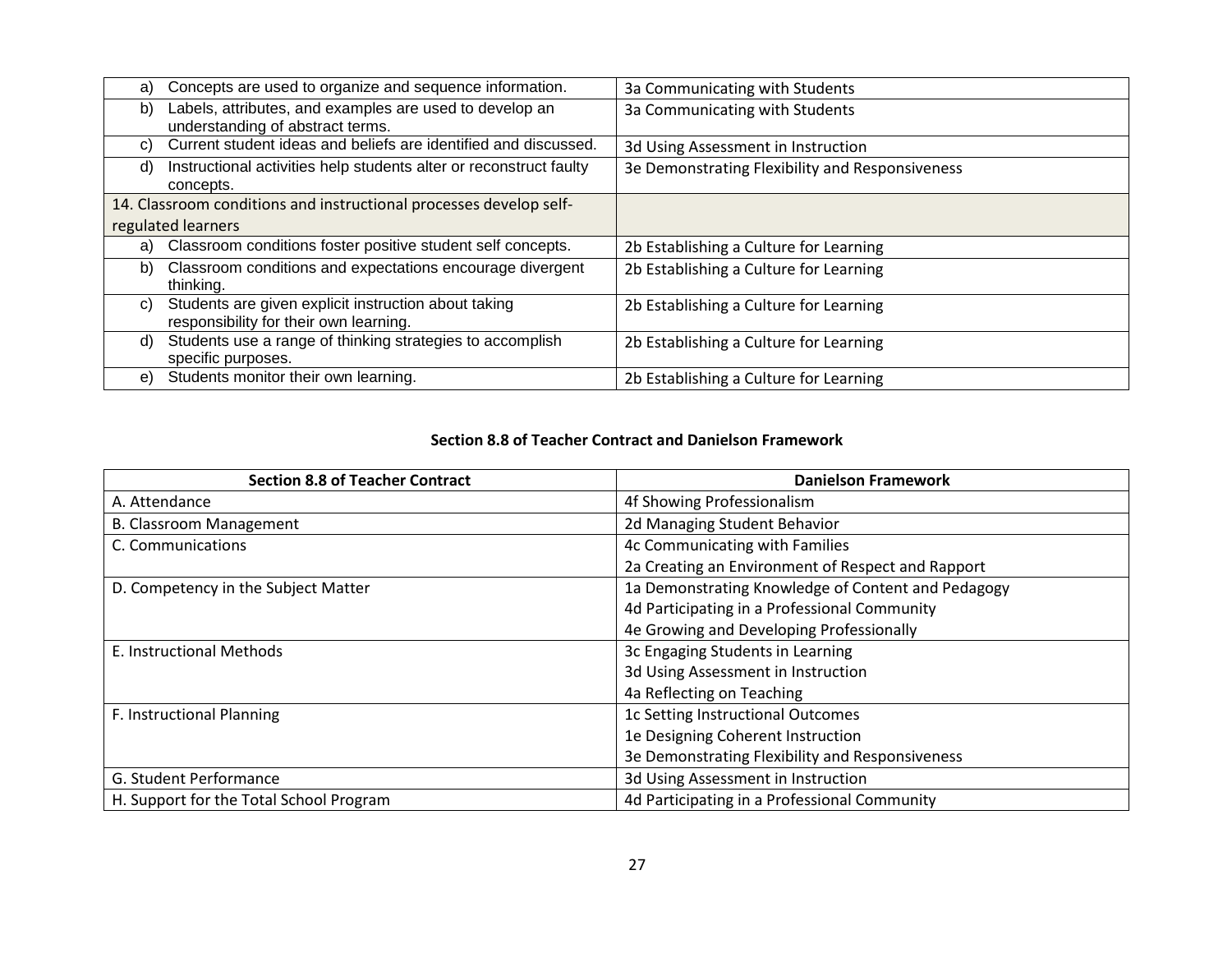| | |
|---|---|
| a) Concepts are used to organize and sequence information. | 3a Communicating with Students |
| b) Labels, attributes, and examples are used to develop an understanding of abstract terms. | 3a Communicating with Students |
| c) Current student ideas and beliefs are identified and discussed. | 3d Using Assessment in Instruction |
| d) Instructional activities help students alter or reconstruct faulty concepts. | 3e Demonstrating Flexibility and Responsiveness |
| 14. Classroom conditions and instructional processes develop self-regulated learners | |
| a) Classroom conditions foster positive student self concepts. | 2b Establishing a Culture for Learning |
| b) Classroom conditions and expectations encourage divergent thinking. | 2b Establishing a Culture for Learning |
| c) Students are given explicit instruction about taking responsibility for their own learning. | 2b Establishing a Culture for Learning |
| d) Students use a range of thinking strategies to accomplish specific purposes. | 2b Establishing a Culture for Learning |
| e) Students monitor their own learning. | 2b Establishing a Culture for Learning |

**Section 8.8 of Teacher Contract and Danielson Framework**

| Section 8.8 of Teacher Contract | Danielson Framework |
|---|---|
| A. Attendance | 4f Showing Professionalism |
| B. Classroom Management | 2d Managing Student Behavior |
| C. Communications | 4c Communicating with Families<br>2a Creating an Environment of Respect and Rapport |
| D. Competency in the Subject Matter | 1a Demonstrating Knowledge of Content and Pedagogy<br>4d Participating in a Professional Community<br>4e Growing and Developing Professionally |
| E. Instructional Methods | 3c Engaging Students in Learning<br>3d Using Assessment in Instruction<br>4a Reflecting on Teaching |
| F. Instructional Planning | 1c Setting Instructional Outcomes<br>1e Designing Coherent Instruction<br>3e Demonstrating Flexibility and Responsiveness |
| G. Student Performance | 3d Using Assessment in Instruction |
| H. Support for the Total School Program | 4d Participating in a Professional Community |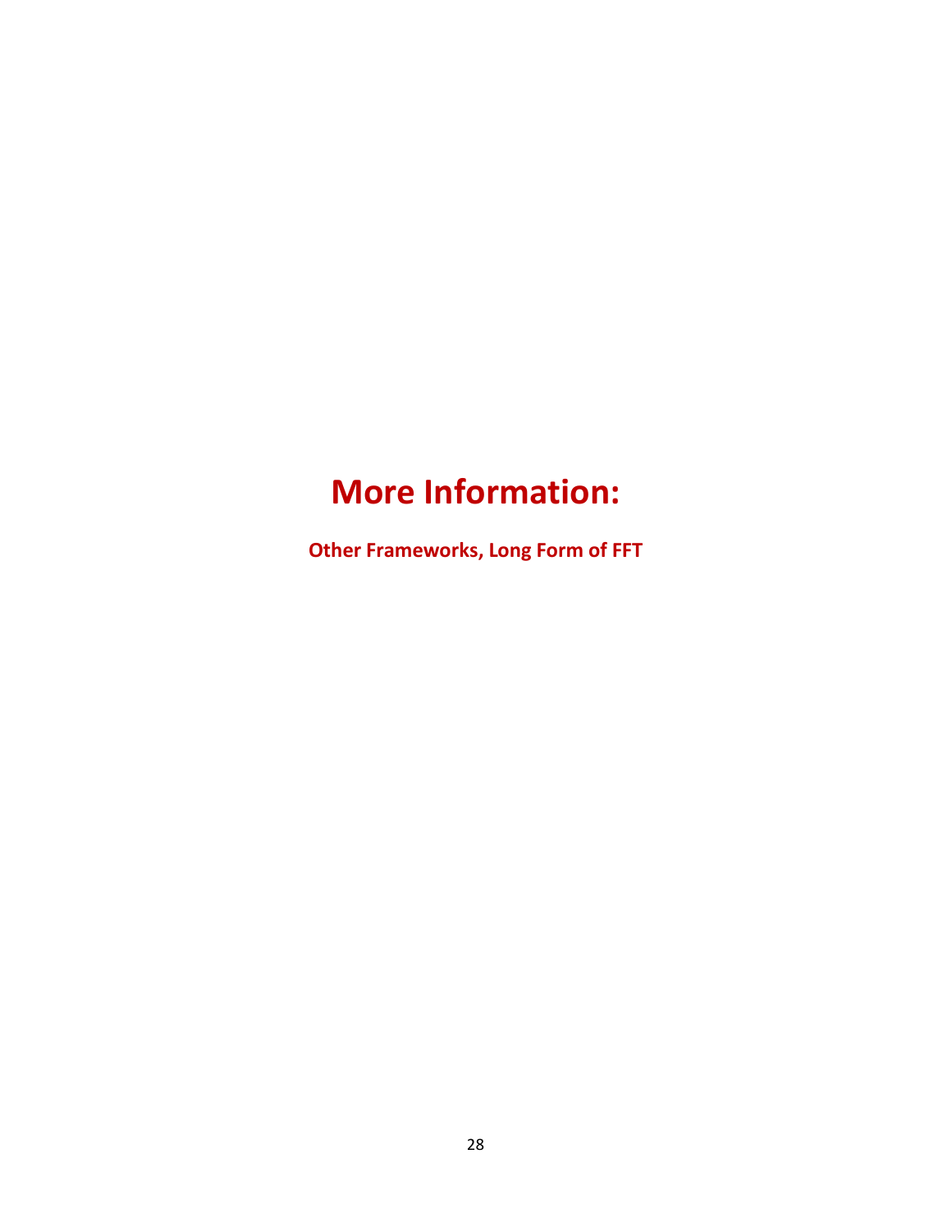# More Information:

**Other Frameworks, Long Form of FFT**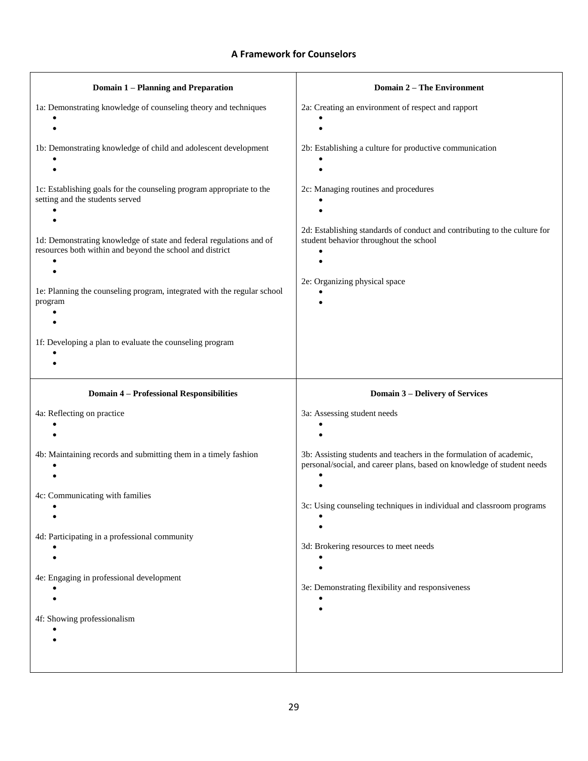## A Framework for Counselors

| **Domain 1 – Planning and Preparation** | **Domain 2 – The Environment** |
| --- | --- |
| 1a: Demonstrating knowledge of counseling theory and techniques<br>•<br>•<br><br>1b: Demonstrating knowledge of child and adolescent development<br>•<br>•<br><br>1c: Establishing goals for the counseling program appropriate to the setting and the students served<br>•<br>•<br><br>1d: Demonstrating knowledge of state and federal regulations and of resources both within and beyond the school and district<br>•<br>•<br><br>1e: Planning the counseling program, integrated with the regular school program<br>•<br>•<br><br>1f: Developing a plan to evaluate the counseling program<br>•<br>• | 2a: Creating an environment of respect and rapport<br>•<br>•<br><br>2b: Establishing a culture for productive communication<br>•<br>•<br><br>2c: Managing routines and procedures<br>•<br>•<br><br>2d: Establishing standards of conduct and contributing to the culture for student behavior throughout the school<br>•<br>•<br><br>2e: Organizing physical space<br>•<br>• |
| **Domain 4 – Professional Responsibilities** | **Domain 3 – Delivery of Services** |
| 4a: Reflecting on practice<br>•<br>•<br><br>4b: Maintaining records and submitting them in a timely fashion<br>•<br>•<br><br>4c: Communicating with families<br>•<br>•<br><br>4d: Participating in a professional community<br>•<br>•<br><br>4e: Engaging in professional development<br>•<br>•<br><br>4f: Showing professionalism<br>•<br>• | 3a: Assessing student needs<br>•<br>•<br><br>3b: Assisting students and teachers in the formulation of academic, personal/social, and career plans, based on knowledge of student needs<br>•<br>•<br><br>3c: Using counseling techniques in individual and classroom programs<br>•<br>•<br><br>3d: Brokering resources to meet needs<br>•<br>•<br><br>3e: Demonstrating flexibility and responsiveness<br>•<br>• |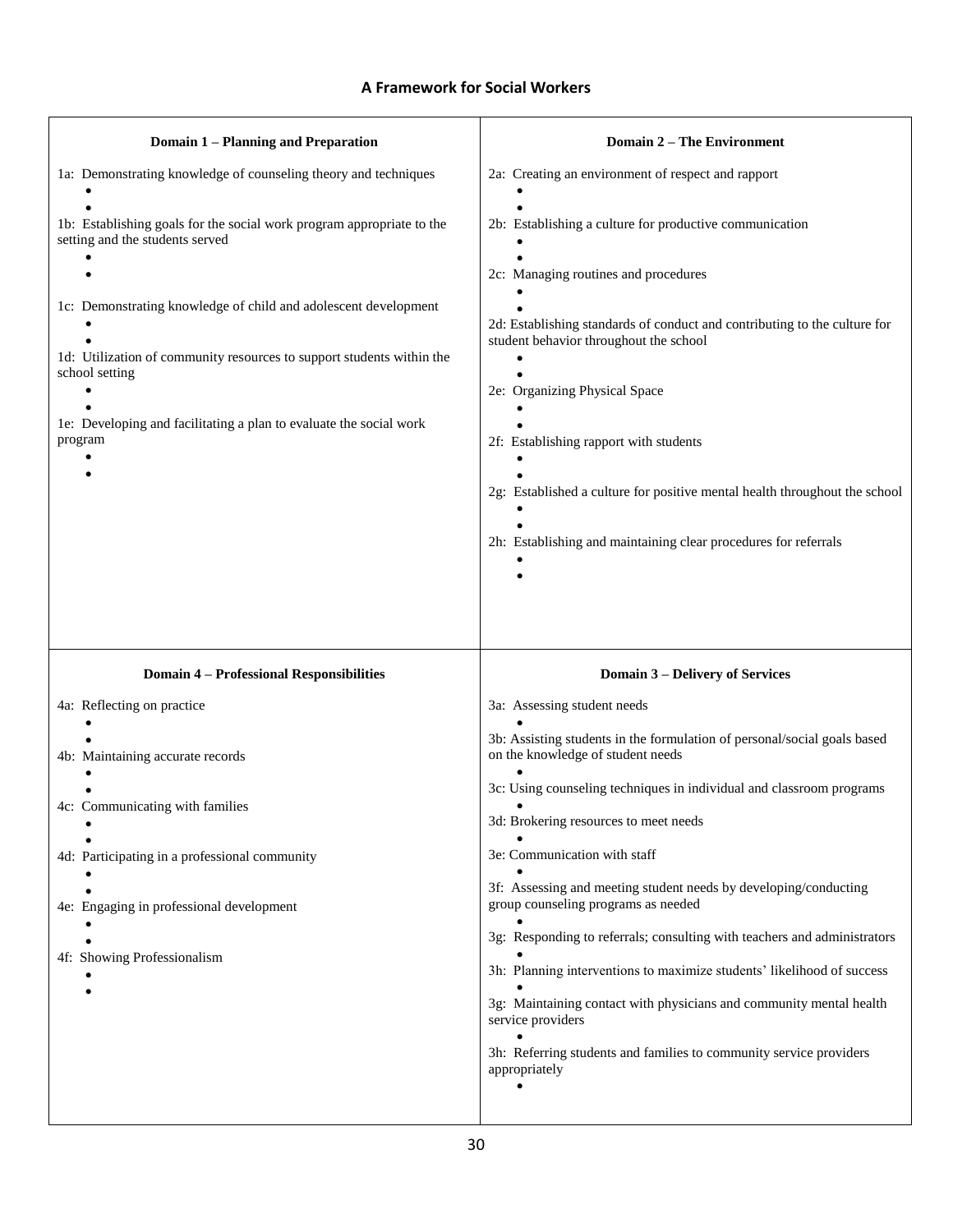## A Framework for Social Workers

### Domain 1 – Planning and Preparation

1a: Demonstrating knowledge of counseling theory and techniques

- 
- 

1b: Establishing goals for the social work program appropriate to the setting and the students served

- 
- 

1c: Demonstrating knowledge of child and adolescent development

- 
- 

1d: Utilization of community resources to support students within the school setting

- 
- 

1e: Developing and facilitating a plan to evaluate the social work program

- 
- 

### Domain 2 – The Environment

2a: Creating an environment of respect and rapport

- 
- 

2b: Establishing a culture for productive communication

- 
- 

2c: Managing routines and procedures

- 
- 

2d: Establishing standards of conduct and contributing to the culture for student behavior throughout the school

- 
- 

2e: Organizing Physical Space

- 
- 

2f: Establishing rapport with students

- 
- 

2g: Established a culture for positive mental health throughout the school

- 
- 

2h: Establishing and maintaining clear procedures for referrals

- 
- 

### Domain 4 – Professional Responsibilities

4a: Reflecting on practice

- 
- 

4b: Maintaining accurate records

- 
- 

4c: Communicating with families

- 
- 

4d: Participating in a professional community

- 
- 

4e: Engaging in professional development

- 
- 

4f: Showing Professionalism

- 
- 

### Domain 3 – Delivery of Services

3a: Assessing student needs

- 

3b: Assisting students in the formulation of personal/social goals based on the knowledge of student needs

- 

3c: Using counseling techniques in individual and classroom programs

- 

3d: Brokering resources to meet needs

- 

3e: Communication with staff

- 

3f: Assessing and meeting student needs by developing/conducting group counseling programs as needed

- 

3g: Responding to referrals; consulting with teachers and administrators

- 

3h: Planning interventions to maximize students' likelihood of success

- 

3g: Maintaining contact with physicians and community mental health service providers

- 

3h: Referring students and families to community service providers appropriately

-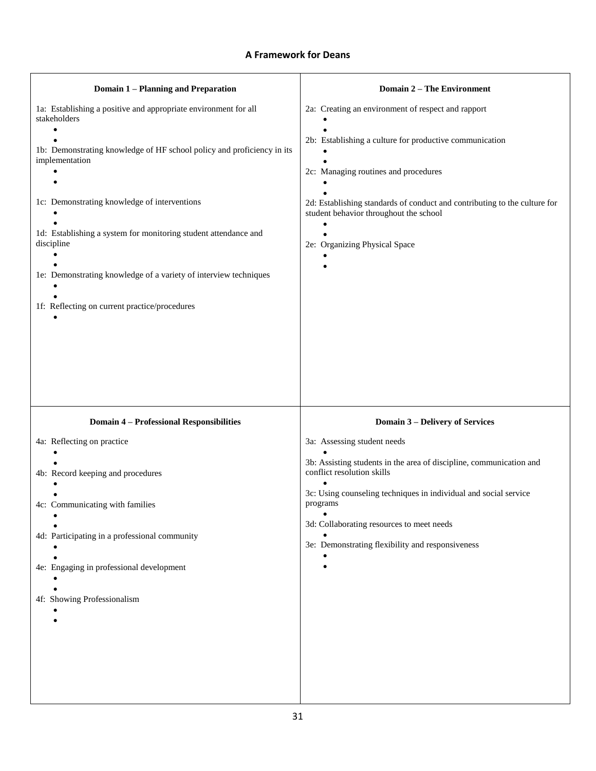# A Framework for Deans

## Domain 1 – Planning and Preparation

1a: Establishing a positive and appropriate environment for all stakeholders
-
-

1b: Demonstrating knowledge of HF school policy and proficiency in its implementation
-
-

1c: Demonstrating knowledge of interventions
-
-

1d: Establishing a system for monitoring student attendance and discipline
-
-

1e: Demonstrating knowledge of a variety of interview techniques
-
-

1f: Reflecting on current practice/procedures
-

## Domain 2 – The Environment

2a: Creating an environment of respect and rapport
-
-

2b: Establishing a culture for productive communication
-
-

2c: Managing routines and procedures
-
-

2d: Establishing standards of conduct and contributing to the culture for student behavior throughout the school
-
-

2e: Organizing Physical Space
-
-

## Domain 4 – Professional Responsibilities

4a: Reflecting on practice
-
-

4b: Record keeping and procedures
-
-

4c: Communicating with families
-
-

4d: Participating in a professional community
-
-

4e: Engaging in professional development
-
-

4f: Showing Professionalism
-
-

## Domain 3 – Delivery of Services

3a: Assessing student needs
-

3b: Assisting students in the area of discipline, communication and conflict resolution skills
-

3c: Using counseling techniques in individual and social service programs
-

3d: Collaborating resources to meet needs
-

3e: Demonstrating flexibility and responsiveness
-
-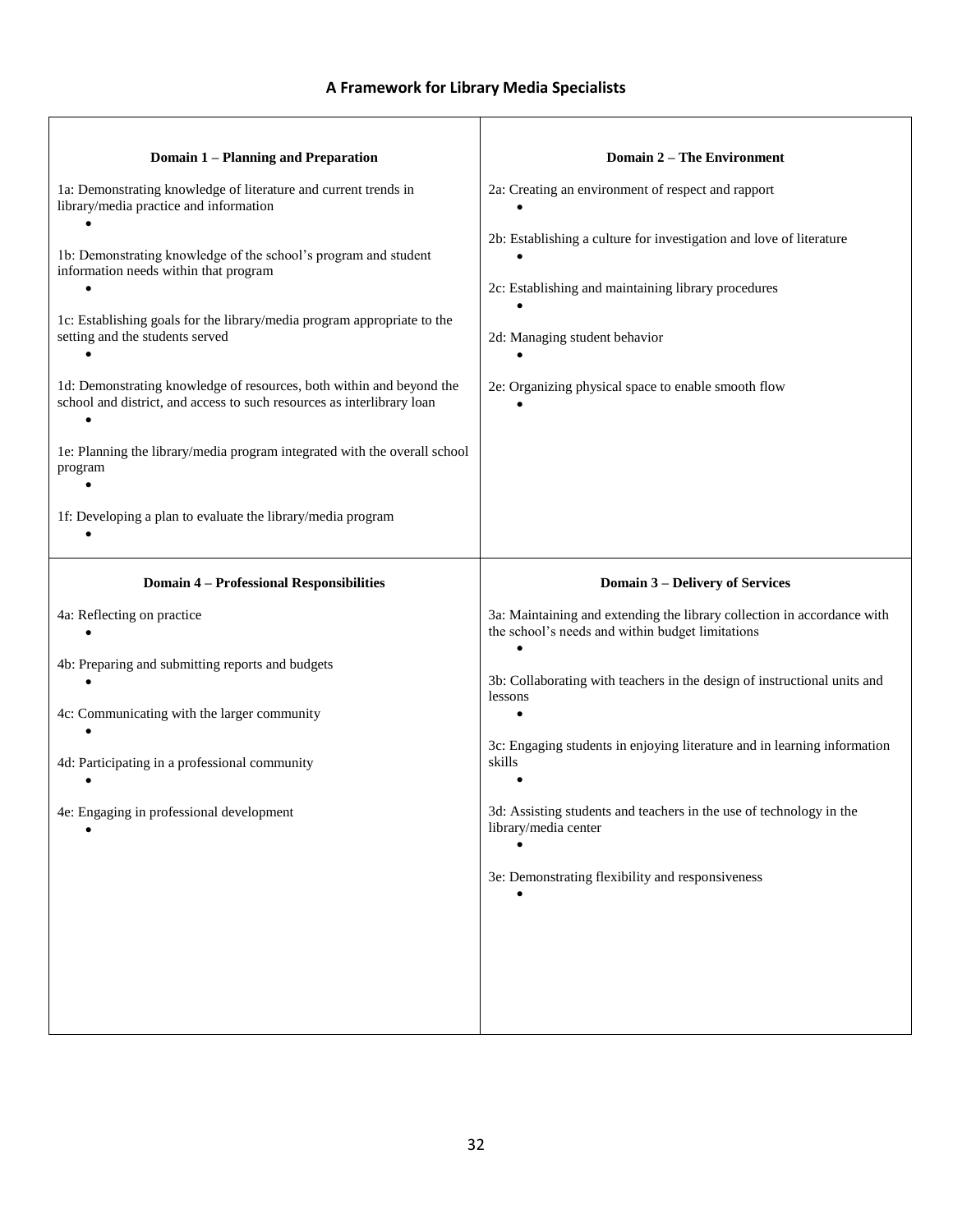## A Framework for Library Media Specialists

| **Domain 1 – Planning and Preparation** | **Domain 2 – The Environment** |
|---|---|
| 1a: Demonstrating knowledge of literature and current trends in library/media practice and information<br>•<br><br>1b: Demonstrating knowledge of the school's program and student information needs within that program<br>•<br><br>1c: Establishing goals for the library/media program appropriate to the setting and the students served<br>•<br><br>1d: Demonstrating knowledge of resources, both within and beyond the school and district, and access to such resources as interlibrary loan<br>•<br><br>1e: Planning the library/media program integrated with the overall school program<br>•<br><br>1f: Developing a plan to evaluate the library/media program<br>• | 2a: Creating an environment of respect and rapport<br>•<br><br>2b: Establishing a culture for investigation and love of literature<br>•<br><br>2c: Establishing and maintaining library procedures<br>•<br><br>2d: Managing student behavior<br>•<br><br>2e: Organizing physical space to enable smooth flow<br>• |
| **Domain 4 – Professional Responsibilities** | **Domain 3 – Delivery of Services** |
| 4a: Reflecting on practice<br>•<br><br>4b: Preparing and submitting reports and budgets<br>•<br><br>4c: Communicating with the larger community<br>•<br><br>4d: Participating in a professional community<br>•<br><br>4e: Engaging in professional development<br>• | 3a: Maintaining and extending the library collection in accordance with the school's needs and within budget limitations<br>•<br><br>3b: Collaborating with teachers in the design of instructional units and lessons<br>•<br><br>3c: Engaging students in enjoying literature and in learning information skills<br>•<br><br>3d: Assisting students and teachers in the use of technology in the library/media center<br>•<br><br>3e: Demonstrating flexibility and responsiveness<br>• |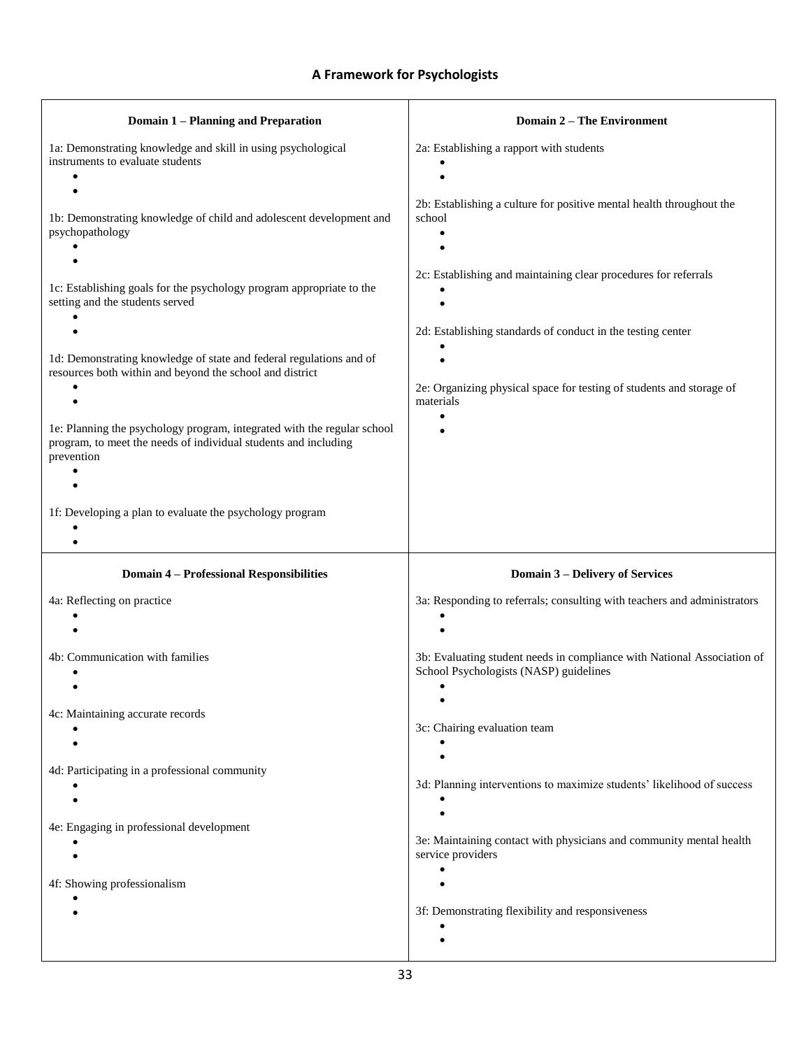## A Framework for Psychologists

### Domain 1 – Planning and Preparation

1a: Demonstrating knowledge and skill in using psychological instruments to evaluate students

- 
- 

1b: Demonstrating knowledge of child and adolescent development and psychopathology

- 
- 

1c: Establishing goals for the psychology program appropriate to the setting and the students served

- 
- 

1d: Demonstrating knowledge of state and federal regulations and of resources both within and beyond the school and district

- 
- 

1e: Planning the psychology program, integrated with the regular school program, to meet the needs of individual students and including prevention

- 
- 

1f: Developing a plan to evaluate the psychology program

- 
- 

### Domain 2 – The Environment

2a: Establishing a rapport with students

- 
- 

2b: Establishing a culture for positive mental health throughout the school

- 
- 

2c: Establishing and maintaining clear procedures for referrals

- 
- 

2d: Establishing standards of conduct in the testing center

- 
- 

2e: Organizing physical space for testing of students and storage of materials

- 
- 

### Domain 4 – Professional Responsibilities

4a: Reflecting on practice

- 
- 

4b: Communication with families

- 
- 

4c: Maintaining accurate records

- 
- 

4d: Participating in a professional community

- 
- 

4e: Engaging in professional development

- 
- 

4f: Showing professionalism

- 
- 

### Domain 3 – Delivery of Services

3a: Responding to referrals; consulting with teachers and administrators

- 
- 

3b: Evaluating student needs in compliance with National Association of School Psychologists (NASP) guidelines

- 
- 

3c: Chairing evaluation team

- 
- 

3d: Planning interventions to maximize students' likelihood of success

- 
- 

3e: Maintaining contact with physicians and community mental health service providers

- 
- 

3f: Demonstrating flexibility and responsiveness

- 
-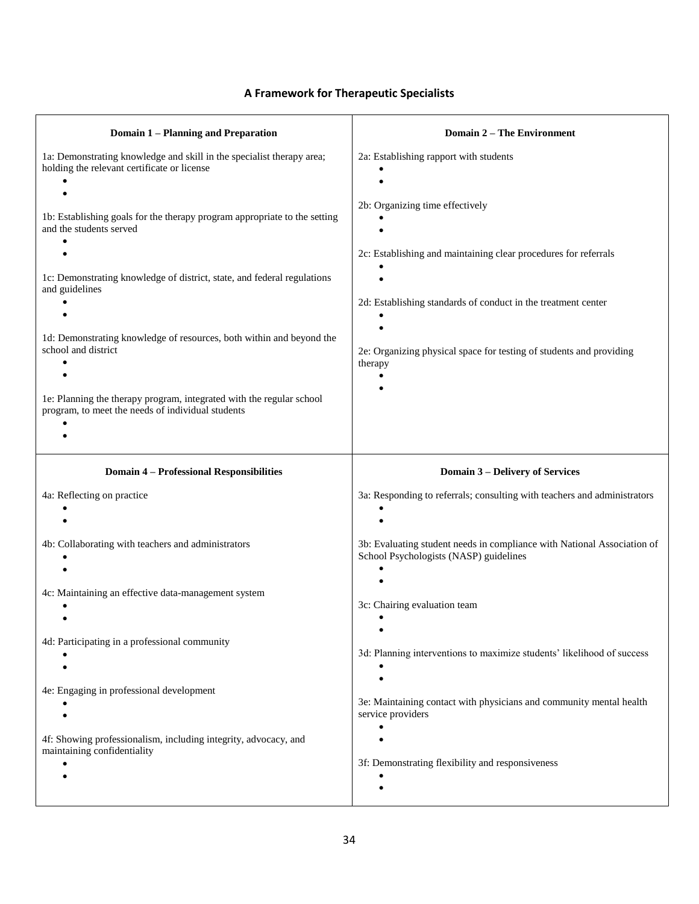# A Framework for Therapeutic Specialists

## Domain 1 – Planning and Preparation

1a: Demonstrating knowledge and skill in the specialist therapy area; holding the relevant certificate or license

1b: Establishing goals for the therapy program appropriate to the setting and the students served

1c: Demonstrating knowledge of district, state, and federal regulations and guidelines

1d: Demonstrating knowledge of resources, both within and beyond the school and district

1e: Planning the therapy program, integrated with the regular school program, to meet the needs of individual students

## Domain 2 – The Environment

2a: Establishing rapport with students

2b: Organizing time effectively

2c: Establishing and maintaining clear procedures for referrals

2d: Establishing standards of conduct in the treatment center

2e: Organizing physical space for testing of students and providing therapy

## Domain 4 – Professional Responsibilities

4a: Reflecting on practice

4b: Collaborating with teachers and administrators

4c: Maintaining an effective data-management system

4d: Participating in a professional community

4e: Engaging in professional development

4f: Showing professionalism, including integrity, advocacy, and maintaining confidentiality

## Domain 3 – Delivery of Services

3a: Responding to referrals; consulting with teachers and administrators

3b: Evaluating student needs in compliance with National Association of School Psychologists (NASP) guidelines

3c: Chairing evaluation team

3d: Planning interventions to maximize students' likelihood of success

3e: Maintaining contact with physicians and community mental health service providers

3f: Demonstrating flexibility and responsiveness